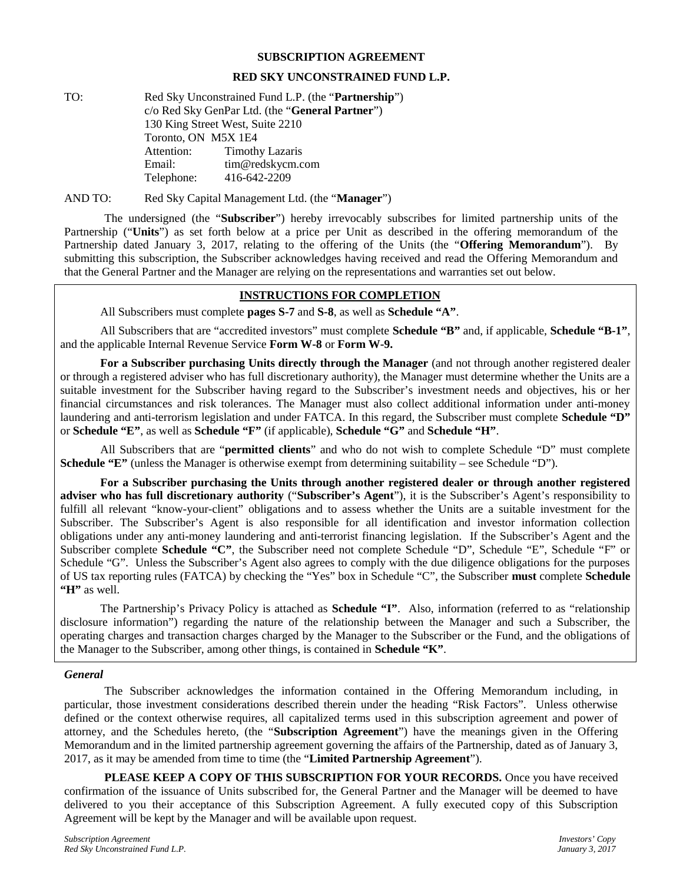# SUBSCRIPTION AGREEMENT

## RED SKY UNCONSTRAINED FUND L.P.

TO: Red Sky Unconstrained Fund L.P. (the "**Partnership**")
c/o Red Sky GenPar Ltd. (the "**General Partner**")
130 King Street West, Suite 2210
Toronto, ON M5X 1E4
Attention: Timothy Lazaris
Email: tim@redskycm.com
Telephone: 416-642-2209

AND TO: Red Sky Capital Management Ltd. (the "**Manager**")

The undersigned (the "**Subscriber**") hereby irrevocably subscribes for limited partnership units of the Partnership ("**Units**") as set forth below at a price per Unit as described in the offering memorandum of the Partnership dated January 3, 2017, relating to the offering of the Units (the "**Offering Memorandum**"). By submitting this subscription, the Subscriber acknowledges having received and read the Offering Memorandum and that the General Partner and the Manager are relying on the representations and warranties set out below.

**INSTRUCTIONS FOR COMPLETION**

All Subscribers must complete **pages S-7** and **S-8**, as well as **Schedule "A"**.

All Subscribers that are "accredited investors" must complete **Schedule "B"** and, if applicable, **Schedule "B-1"**, and the applicable Internal Revenue Service **Form W-8** or **Form W-9.**

**For a Subscriber purchasing Units directly through the Manager** (and not through another registered dealer or through a registered adviser who has full discretionary authority), the Manager must determine whether the Units are a suitable investment for the Subscriber having regard to the Subscriber's investment needs and objectives, his or her financial circumstances and risk tolerances. The Manager must also collect additional information under anti-money laundering and anti-terrorism legislation and under FATCA. In this regard, the Subscriber must complete **Schedule "D"** or **Schedule "E"**, as well as **Schedule "F"** (if applicable), **Schedule "G"** and **Schedule "H"**.

All Subscribers that are "**permitted clients**" and who do not wish to complete Schedule "D" must complete **Schedule "E"** (unless the Manager is otherwise exempt from determining suitability – see Schedule "D").

**For a Subscriber purchasing the Units through another registered dealer or through another registered adviser who has full discretionary authority** ("**Subscriber's Agent**"), it is the Subscriber's Agent's responsibility to fulfill all relevant "know-your-client" obligations and to assess whether the Units are a suitable investment for the Subscriber. The Subscriber's Agent is also responsible for all identification and investor information collection obligations under any anti-money laundering and anti-terrorist financing legislation. If the Subscriber's Agent and the Subscriber complete **Schedule "C"**, the Subscriber need not complete Schedule "D", Schedule "E", Schedule "F" or Schedule "G". Unless the Subscriber's Agent also agrees to comply with the due diligence obligations for the purposes of US tax reporting rules (FATCA) by checking the "Yes" box in Schedule "C", the Subscriber **must** complete **Schedule "H"** as well.

The Partnership's Privacy Policy is attached as **Schedule "I"**. Also, information (referred to as "relationship disclosure information") regarding the nature of the relationship between the Manager and such a Subscriber, the operating charges and transaction charges charged by the Manager to the Subscriber or the Fund, and the obligations of the Manager to the Subscriber, among other things, is contained in **Schedule "K"**.

***General***

The Subscriber acknowledges the information contained in the Offering Memorandum including, in particular, those investment considerations described therein under the heading "Risk Factors". Unless otherwise defined or the context otherwise requires, all capitalized terms used in this subscription agreement and power of attorney, and the Schedules hereto, (the "**Subscription Agreement**") have the meanings given in the Offering Memorandum and in the limited partnership agreement governing the affairs of the Partnership, dated as of January 3, 2017, as it may be amended from time to time (the "**Limited Partnership Agreement**").

**PLEASE KEEP A COPY OF THIS SUBSCRIPTION FOR YOUR RECORDS.** Once you have received confirmation of the issuance of Units subscribed for, the General Partner and the Manager will be deemed to have delivered to you their acceptance of this Subscription Agreement. A fully executed copy of this Subscription Agreement will be kept by the Manager and will be available upon request.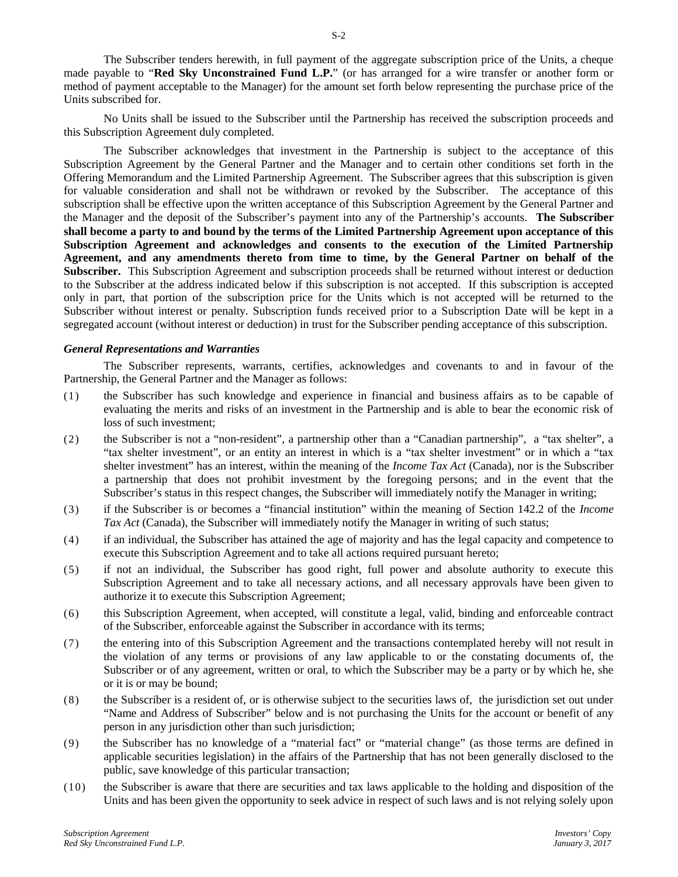The Subscriber tenders herewith, in full payment of the aggregate subscription price of the Units, a cheque made payable to "**Red Sky Unconstrained Fund L.P.**" (or has arranged for a wire transfer or another form or method of payment acceptable to the Manager) for the amount set forth below representing the purchase price of the Units subscribed for.

No Units shall be issued to the Subscriber until the Partnership has received the subscription proceeds and this Subscription Agreement duly completed.

The Subscriber acknowledges that investment in the Partnership is subject to the acceptance of this Subscription Agreement by the General Partner and the Manager and to certain other conditions set forth in the Offering Memorandum and the Limited Partnership Agreement. The Subscriber agrees that this subscription is given for valuable consideration and shall not be withdrawn or revoked by the Subscriber. The acceptance of this subscription shall be effective upon the written acceptance of this Subscription Agreement by the General Partner and the Manager and the deposit of the Subscriber's payment into any of the Partnership's accounts. **The Subscriber shall become a party to and bound by the terms of the Limited Partnership Agreement upon acceptance of this Subscription Agreement and acknowledges and consents to the execution of the Limited Partnership Agreement, and any amendments thereto from time to time, by the General Partner on behalf of the Subscriber.** This Subscription Agreement and subscription proceeds shall be returned without interest or deduction to the Subscriber at the address indicated below if this subscription is not accepted. If this subscription is accepted only in part, that portion of the subscription price for the Units which is not accepted will be returned to the Subscriber without interest or penalty. Subscription funds received prior to a Subscription Date will be kept in a segregated account (without interest or deduction) in trust for the Subscriber pending acceptance of this subscription.

***General Representations and Warranties***

The Subscriber represents, warrants, certifies, acknowledges and covenants to and in favour of the Partnership, the General Partner and the Manager as follows:

(1) the Subscriber has such knowledge and experience in financial and business affairs as to be capable of evaluating the merits and risks of an investment in the Partnership and is able to bear the economic risk of loss of such investment;

(2) the Subscriber is not a "non-resident", a partnership other than a "Canadian partnership", a "tax shelter", a "tax shelter investment", or an entity an interest in which is a "tax shelter investment" or in which a "tax shelter investment" has an interest, within the meaning of the *Income Tax Act* (Canada), nor is the Subscriber a partnership that does not prohibit investment by the foregoing persons; and in the event that the Subscriber's status in this respect changes, the Subscriber will immediately notify the Manager in writing;

(3) if the Subscriber is or becomes a "financial institution" within the meaning of Section 142.2 of the *Income Tax Act* (Canada), the Subscriber will immediately notify the Manager in writing of such status;

(4) if an individual, the Subscriber has attained the age of majority and has the legal capacity and competence to execute this Subscription Agreement and to take all actions required pursuant hereto;

(5) if not an individual, the Subscriber has good right, full power and absolute authority to execute this Subscription Agreement and to take all necessary actions, and all necessary approvals have been given to authorize it to execute this Subscription Agreement;

(6) this Subscription Agreement, when accepted, will constitute a legal, valid, binding and enforceable contract of the Subscriber, enforceable against the Subscriber in accordance with its terms;

(7) the entering into of this Subscription Agreement and the transactions contemplated hereby will not result in the violation of any terms or provisions of any law applicable to or the constating documents of, the Subscriber or of any agreement, written or oral, to which the Subscriber may be a party or by which he, she or it is or may be bound;

(8) the Subscriber is a resident of, or is otherwise subject to the securities laws of, the jurisdiction set out under "Name and Address of Subscriber" below and is not purchasing the Units for the account or benefit of any person in any jurisdiction other than such jurisdiction;

(9) the Subscriber has no knowledge of a "material fact" or "material change" (as those terms are defined in applicable securities legislation) in the affairs of the Partnership that has not been generally disclosed to the public, save knowledge of this particular transaction;

(10) the Subscriber is aware that there are securities and tax laws applicable to the holding and disposition of the Units and has been given the opportunity to seek advice in respect of such laws and is not relying solely upon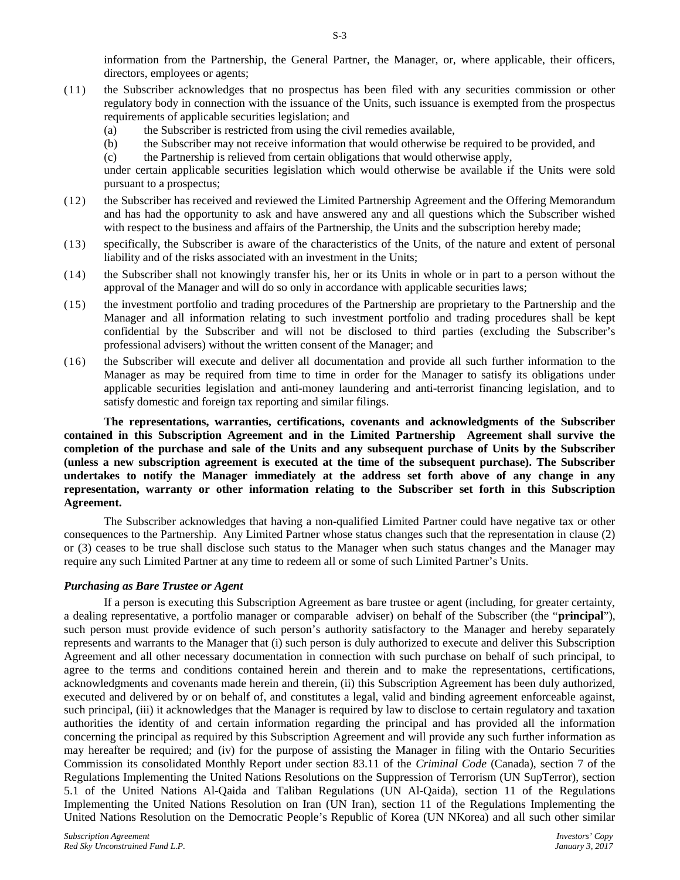information from the Partnership, the General Partner, the Manager, or, where applicable, their officers, directors, employees or agents;

(11) the Subscriber acknowledges that no prospectus has been filed with any securities commission or other regulatory body in connection with the issuance of the Units, such issuance is exempted from the prospectus requirements of applicable securities legislation; and

   (a) the Subscriber is restricted from using the civil remedies available,

   (b) the Subscriber may not receive information that would otherwise be required to be provided, and

   (c) the Partnership is relieved from certain obligations that would otherwise apply,

   under certain applicable securities legislation which would otherwise be available if the Units were sold pursuant to a prospectus;

(12) the Subscriber has received and reviewed the Limited Partnership Agreement and the Offering Memorandum and has had the opportunity to ask and have answered any and all questions which the Subscriber wished with respect to the business and affairs of the Partnership, the Units and the subscription hereby made;

(13) specifically, the Subscriber is aware of the characteristics of the Units, of the nature and extent of personal liability and of the risks associated with an investment in the Units;

(14) the Subscriber shall not knowingly transfer his, her or its Units in whole or in part to a person without the approval of the Manager and will do so only in accordance with applicable securities laws;

(15) the investment portfolio and trading procedures of the Partnership are proprietary to the Partnership and the Manager and all information relating to such investment portfolio and trading procedures shall be kept confidential by the Subscriber and will not be disclosed to third parties (excluding the Subscriber's professional advisers) without the written consent of the Manager; and

(16) the Subscriber will execute and deliver all documentation and provide all such further information to the Manager as may be required from time to time in order for the Manager to satisfy its obligations under applicable securities legislation and anti-money laundering and anti-terrorist financing legislation, and to satisfy domestic and foreign tax reporting and similar filings.

**The representations, warranties, certifications, covenants and acknowledgments of the Subscriber contained in this Subscription Agreement and in the Limited Partnership Agreement shall survive the completion of the purchase and sale of the Units and any subsequent purchase of Units by the Subscriber (unless a new subscription agreement is executed at the time of the subsequent purchase). The Subscriber undertakes to notify the Manager immediately at the address set forth above of any change in any representation, warranty or other information relating to the Subscriber set forth in this Subscription Agreement.**

The Subscriber acknowledges that having a non-qualified Limited Partner could have negative tax or other consequences to the Partnership. Any Limited Partner whose status changes such that the representation in clause (2) or (3) ceases to be true shall disclose such status to the Manager when such status changes and the Manager may require any such Limited Partner at any time to redeem all or some of such Limited Partner's Units.

### *Purchasing as Bare Trustee or Agent*

If a person is executing this Subscription Agreement as bare trustee or agent (including, for greater certainty, a dealing representative, a portfolio manager or comparable adviser) on behalf of the Subscriber (the "**principal**"), such person must provide evidence of such person's authority satisfactory to the Manager and hereby separately represents and warrants to the Manager that (i) such person is duly authorized to execute and deliver this Subscription Agreement and all other necessary documentation in connection with such purchase on behalf of such principal, to agree to the terms and conditions contained herein and therein and to make the representations, certifications, acknowledgments and covenants made herein and therein, (ii) this Subscription Agreement has been duly authorized, executed and delivered by or on behalf of, and constitutes a legal, valid and binding agreement enforceable against, such principal, (iii) it acknowledges that the Manager is required by law to disclose to certain regulatory and taxation authorities the identity of and certain information regarding the principal and has provided all the information concerning the principal as required by this Subscription Agreement and will provide any such further information as may hereafter be required; and (iv) for the purpose of assisting the Manager in filing with the Ontario Securities Commission its consolidated Monthly Report under section 83.11 of the *Criminal Code* (Canada), section 7 of the Regulations Implementing the United Nations Resolutions on the Suppression of Terrorism (UN SupTerror), section 5.1 of the United Nations Al-Qaida and Taliban Regulations (UN Al-Qaida), section 11 of the Regulations Implementing the United Nations Resolution on Iran (UN Iran), section 11 of the Regulations Implementing the United Nations Resolution on the Democratic People's Republic of Korea (UN NKorea) and all such other similar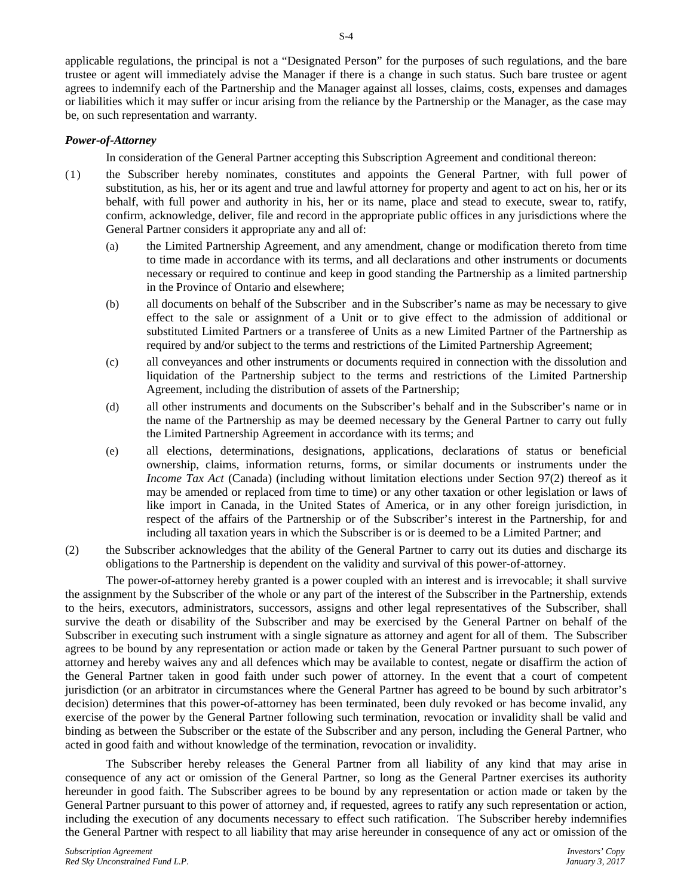applicable regulations, the principal is not a "Designated Person" for the purposes of such regulations, and the bare trustee or agent will immediately advise the Manager if there is a change in such status. Such bare trustee or agent agrees to indemnify each of the Partnership and the Manager against all losses, claims, costs, expenses and damages or liabilities which it may suffer or incur arising from the reliance by the Partnership or the Manager, as the case may be, on such representation and warranty.

***Power-of-Attorney***

In consideration of the General Partner accepting this Subscription Agreement and conditional thereon:

(1) the Subscriber hereby nominates, constitutes and appoints the General Partner, with full power of substitution, as his, her or its agent and true and lawful attorney for property and agent to act on his, her or its behalf, with full power and authority in his, her or its name, place and stead to execute, swear to, ratify, confirm, acknowledge, deliver, file and record in the appropriate public offices in any jurisdictions where the General Partner considers it appropriate any and all of:

   (a) the Limited Partnership Agreement, and any amendment, change or modification thereto from time to time made in accordance with its terms, and all declarations and other instruments or documents necessary or required to continue and keep in good standing the Partnership as a limited partnership in the Province of Ontario and elsewhere;

   (b) all documents on behalf of the Subscriber and in the Subscriber's name as may be necessary to give effect to the sale or assignment of a Unit or to give effect to the admission of additional or substituted Limited Partners or a transferee of Units as a new Limited Partner of the Partnership as required by and/or subject to the terms and restrictions of the Limited Partnership Agreement;

   (c) all conveyances and other instruments or documents required in connection with the dissolution and liquidation of the Partnership subject to the terms and restrictions of the Limited Partnership Agreement, including the distribution of assets of the Partnership;

   (d) all other instruments and documents on the Subscriber's behalf and in the Subscriber's name or in the name of the Partnership as may be deemed necessary by the General Partner to carry out fully the Limited Partnership Agreement in accordance with its terms; and

   (e) all elections, determinations, designations, applications, declarations of status or beneficial ownership, claims, information returns, forms, or similar documents or instruments under the *Income Tax Act* (Canada) (including without limitation elections under Section 97(2) thereof as it may be amended or replaced from time to time) or any other taxation or other legislation or laws of like import in Canada, in the United States of America, or in any other foreign jurisdiction, in respect of the affairs of the Partnership or of the Subscriber's interest in the Partnership, for and including all taxation years in which the Subscriber is or is deemed to be a Limited Partner; and

(2) the Subscriber acknowledges that the ability of the General Partner to carry out its duties and discharge its obligations to the Partnership is dependent on the validity and survival of this power-of-attorney.

The power-of-attorney hereby granted is a power coupled with an interest and is irrevocable; it shall survive the assignment by the Subscriber of the whole or any part of the interest of the Subscriber in the Partnership, extends to the heirs, executors, administrators, successors, assigns and other legal representatives of the Subscriber, shall survive the death or disability of the Subscriber and may be exercised by the General Partner on behalf of the Subscriber in executing such instrument with a single signature as attorney and agent for all of them. The Subscriber agrees to be bound by any representation or action made or taken by the General Partner pursuant to such power of attorney and hereby waives any and all defences which may be available to contest, negate or disaffirm the action of the General Partner taken in good faith under such power of attorney. In the event that a court of competent jurisdiction (or an arbitrator in circumstances where the General Partner has agreed to be bound by such arbitrator's decision) determines that this power-of-attorney has been terminated, been duly revoked or has become invalid, any exercise of the power by the General Partner following such termination, revocation or invalidity shall be valid and binding as between the Subscriber or the estate of the Subscriber and any person, including the General Partner, who acted in good faith and without knowledge of the termination, revocation or invalidity.

The Subscriber hereby releases the General Partner from all liability of any kind that may arise in consequence of any act or omission of the General Partner, so long as the General Partner exercises its authority hereunder in good faith. The Subscriber agrees to be bound by any representation or action made or taken by the General Partner pursuant to this power of attorney and, if requested, agrees to ratify any such representation or action, including the execution of any documents necessary to effect such ratification. The Subscriber hereby indemnifies the General Partner with respect to all liability that may arise hereunder in consequence of any act or omission of the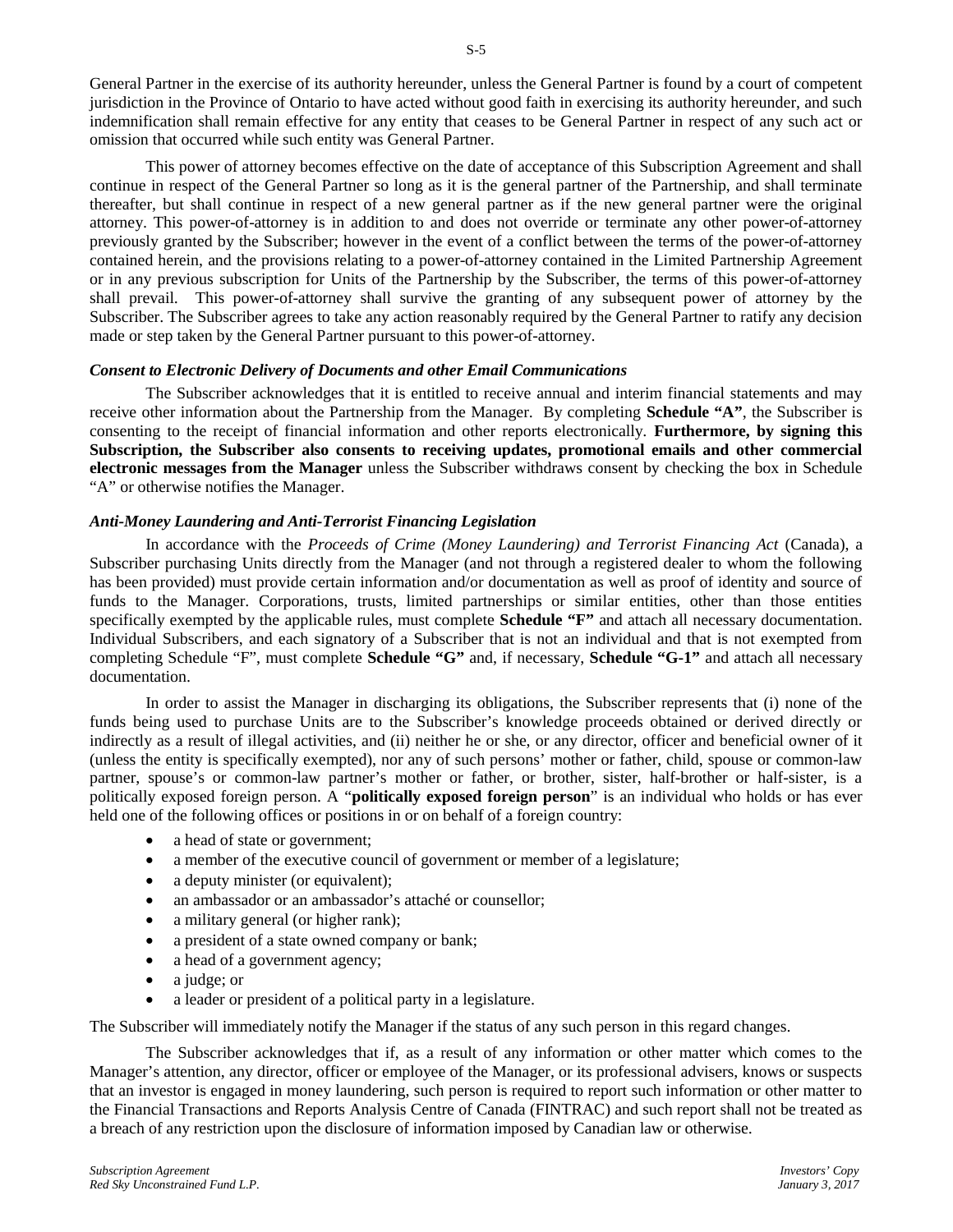General Partner in the exercise of its authority hereunder, unless the General Partner is found by a court of competent jurisdiction in the Province of Ontario to have acted without good faith in exercising its authority hereunder, and such indemnification shall remain effective for any entity that ceases to be General Partner in respect of any such act or omission that occurred while such entity was General Partner.

This power of attorney becomes effective on the date of acceptance of this Subscription Agreement and shall continue in respect of the General Partner so long as it is the general partner of the Partnership, and shall terminate thereafter, but shall continue in respect of a new general partner as if the new general partner were the original attorney. This power-of-attorney is in addition to and does not override or terminate any other power-of-attorney previously granted by the Subscriber; however in the event of a conflict between the terms of the power-of-attorney contained herein, and the provisions relating to a power-of-attorney contained in the Limited Partnership Agreement or in any previous subscription for Units of the Partnership by the Subscriber, the terms of this power-of-attorney shall prevail. This power-of-attorney shall survive the granting of any subsequent power of attorney by the Subscriber. The Subscriber agrees to take any action reasonably required by the General Partner to ratify any decision made or step taken by the General Partner pursuant to this power-of-attorney.

***Consent to Electronic Delivery of Documents and other Email Communications***

The Subscriber acknowledges that it is entitled to receive annual and interim financial statements and may receive other information about the Partnership from the Manager. By completing **Schedule "A"**, the Subscriber is consenting to the receipt of financial information and other reports electronically. **Furthermore, by signing this Subscription, the Subscriber also consents to receiving updates, promotional emails and other commercial electronic messages from the Manager** unless the Subscriber withdraws consent by checking the box in Schedule "A" or otherwise notifies the Manager.

***Anti-Money Laundering and Anti-Terrorist Financing Legislation***

In accordance with the *Proceeds of Crime (Money Laundering) and Terrorist Financing Act* (Canada), a Subscriber purchasing Units directly from the Manager (and not through a registered dealer to whom the following has been provided) must provide certain information and/or documentation as well as proof of identity and source of funds to the Manager. Corporations, trusts, limited partnerships or similar entities, other than those entities specifically exempted by the applicable rules, must complete **Schedule "F"** and attach all necessary documentation. Individual Subscribers, and each signatory of a Subscriber that is not an individual and that is not exempted from completing Schedule "F", must complete **Schedule "G"** and, if necessary, **Schedule "G-1"** and attach all necessary documentation.

In order to assist the Manager in discharging its obligations, the Subscriber represents that (i) none of the funds being used to purchase Units are to the Subscriber's knowledge proceeds obtained or derived directly or indirectly as a result of illegal activities, and (ii) neither he or she, or any director, officer and beneficial owner of it (unless the entity is specifically exempted), nor any of such persons' mother or father, child, spouse or common-law partner, spouse's or common-law partner's mother or father, or brother, sister, half-brother or half-sister, is a politically exposed foreign person. A "**politically exposed foreign person**" is an individual who holds or has ever held one of the following offices or positions in or on behalf of a foreign country:

- a head of state or government;
- a member of the executive council of government or member of a legislature;
- a deputy minister (or equivalent);
- an ambassador or an ambassador's attaché or counsellor;
- a military general (or higher rank);
- a president of a state owned company or bank;
- a head of a government agency;
- a judge; or
- a leader or president of a political party in a legislature.

The Subscriber will immediately notify the Manager if the status of any such person in this regard changes.

The Subscriber acknowledges that if, as a result of any information or other matter which comes to the Manager's attention, any director, officer or employee of the Manager, or its professional advisers, knows or suspects that an investor is engaged in money laundering, such person is required to report such information or other matter to the Financial Transactions and Reports Analysis Centre of Canada (FINTRAC) and such report shall not be treated as a breach of any restriction upon the disclosure of information imposed by Canadian law or otherwise.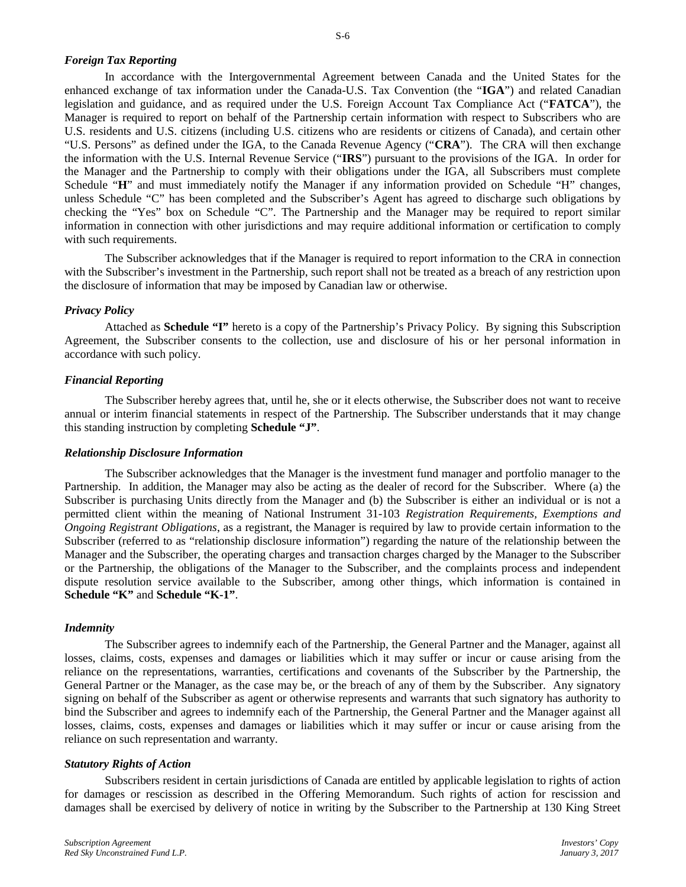### *Foreign Tax Reporting*

In accordance with the Intergovernmental Agreement between Canada and the United States for the enhanced exchange of tax information under the Canada-U.S. Tax Convention (the "**IGA**") and related Canadian legislation and guidance, and as required under the U.S. Foreign Account Tax Compliance Act ("**FATCA**"), the Manager is required to report on behalf of the Partnership certain information with respect to Subscribers who are U.S. residents and U.S. citizens (including U.S. citizens who are residents or citizens of Canada), and certain other "U.S. Persons" as defined under the IGA, to the Canada Revenue Agency ("**CRA**"). The CRA will then exchange the information with the U.S. Internal Revenue Service ("**IRS**") pursuant to the provisions of the IGA. In order for the Manager and the Partnership to comply with their obligations under the IGA, all Subscribers must complete Schedule "**H**" and must immediately notify the Manager if any information provided on Schedule "H" changes, unless Schedule "C" has been completed and the Subscriber's Agent has agreed to discharge such obligations by checking the "Yes" box on Schedule "C". The Partnership and the Manager may be required to report similar information in connection with other jurisdictions and may require additional information or certification to comply with such requirements.

The Subscriber acknowledges that if the Manager is required to report information to the CRA in connection with the Subscriber's investment in the Partnership, such report shall not be treated as a breach of any restriction upon the disclosure of information that may be imposed by Canadian law or otherwise.

### *Privacy Policy*

Attached as **Schedule "I"** hereto is a copy of the Partnership's Privacy Policy. By signing this Subscription Agreement, the Subscriber consents to the collection, use and disclosure of his or her personal information in accordance with such policy.

### *Financial Reporting*

The Subscriber hereby agrees that, until he, she or it elects otherwise, the Subscriber does not want to receive annual or interim financial statements in respect of the Partnership. The Subscriber understands that it may change this standing instruction by completing **Schedule "J"**.

### *Relationship Disclosure Information*

The Subscriber acknowledges that the Manager is the investment fund manager and portfolio manager to the Partnership. In addition, the Manager may also be acting as the dealer of record for the Subscriber. Where (a) the Subscriber is purchasing Units directly from the Manager and (b) the Subscriber is either an individual or is not a permitted client within the meaning of National Instrument 31-103 *Registration Requirements, Exemptions and Ongoing Registrant Obligations*, as a registrant, the Manager is required by law to provide certain information to the Subscriber (referred to as "relationship disclosure information") regarding the nature of the relationship between the Manager and the Subscriber, the operating charges and transaction charges charged by the Manager to the Subscriber or the Partnership, the obligations of the Manager to the Subscriber, and the complaints process and independent dispute resolution service available to the Subscriber, among other things, which information is contained in **Schedule "K"** and **Schedule "K-1"**.

### *Indemnity*

The Subscriber agrees to indemnify each of the Partnership, the General Partner and the Manager, against all losses, claims, costs, expenses and damages or liabilities which it may suffer or incur or cause arising from the reliance on the representations, warranties, certifications and covenants of the Subscriber by the Partnership, the General Partner or the Manager, as the case may be, or the breach of any of them by the Subscriber. Any signatory signing on behalf of the Subscriber as agent or otherwise represents and warrants that such signatory has authority to bind the Subscriber and agrees to indemnify each of the Partnership, the General Partner and the Manager against all losses, claims, costs, expenses and damages or liabilities which it may suffer or incur or cause arising from the reliance on such representation and warranty.

### *Statutory Rights of Action*

Subscribers resident in certain jurisdictions of Canada are entitled by applicable legislation to rights of action for damages or rescission as described in the Offering Memorandum. Such rights of action for rescission and damages shall be exercised by delivery of notice in writing by the Subscriber to the Partnership at 130 King Street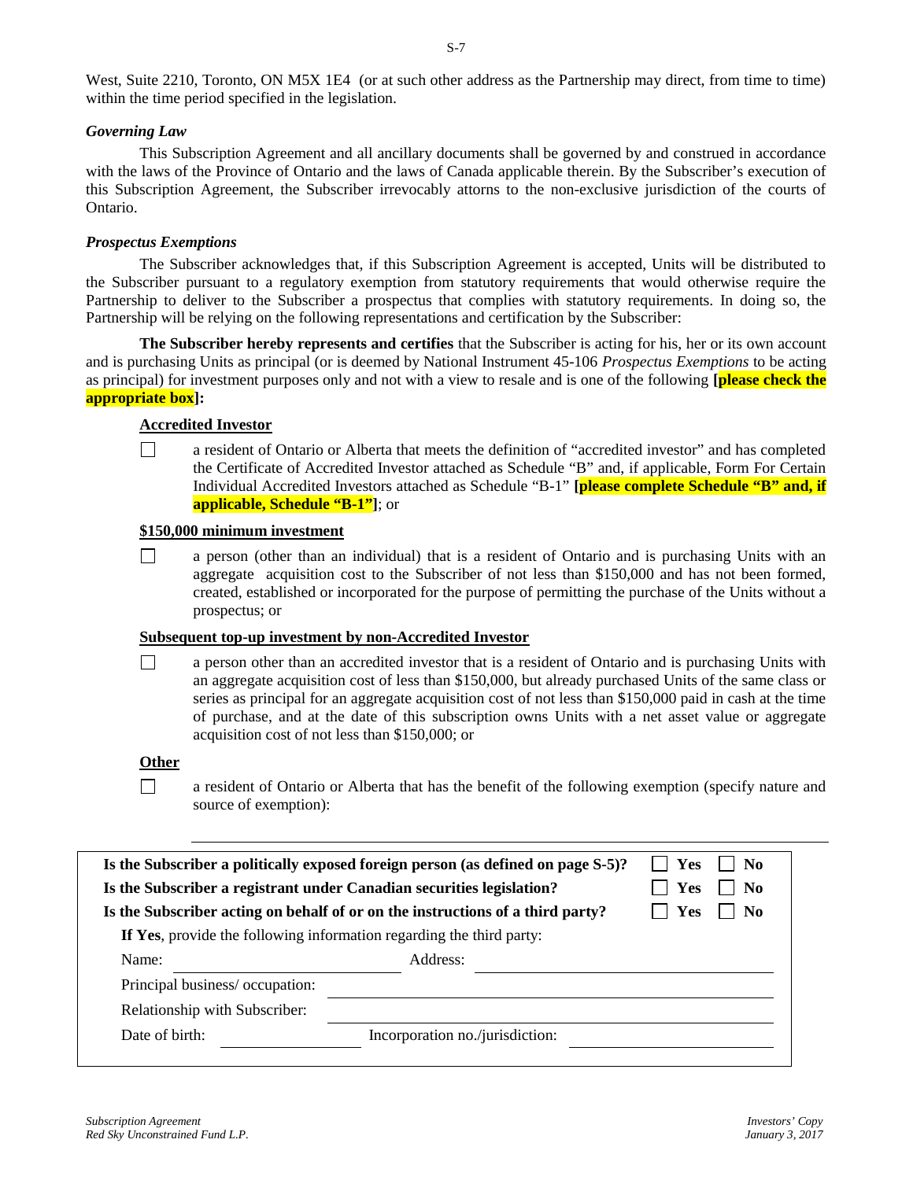West, Suite 2210, Toronto, ON M5X 1E4 (or at such other address as the Partnership may direct, from time to time) within the time period specified in the legislation.

***Governing Law***

This Subscription Agreement and all ancillary documents shall be governed by and construed in accordance with the laws of the Province of Ontario and the laws of Canada applicable therein. By the Subscriber's execution of this Subscription Agreement, the Subscriber irrevocably attorns to the non-exclusive jurisdiction of the courts of Ontario.

***Prospectus Exemptions***

The Subscriber acknowledges that, if this Subscription Agreement is accepted, Units will be distributed to the Subscriber pursuant to a regulatory exemption from statutory requirements that would otherwise require the Partnership to deliver to the Subscriber a prospectus that complies with statutory requirements. In doing so, the Partnership will be relying on the following representations and certification by the Subscriber:

**The Subscriber hereby represents and certifies** that the Subscriber is acting for his, her or its own account and is purchasing Units as principal (or is deemed by National Instrument 45-106 *Prospectus Exemptions* to be acting as principal) for investment purposes only and not with a view to resale and is one of the following **[please check the appropriate box]:**

**Accredited Investor**

☐ a resident of Ontario or Alberta that meets the definition of "accredited investor" and has completed the Certificate of Accredited Investor attached as Schedule "B" and, if applicable, Form For Certain Individual Accredited Investors attached as Schedule "B-1" **[please complete Schedule "B" and, if applicable, Schedule "B-1"]**; or

**$150,000 minimum investment**

☐ a person (other than an individual) that is a resident of Ontario and is purchasing Units with an aggregate acquisition cost to the Subscriber of not less than $150,000 and has not been formed, created, established or incorporated for the purpose of permitting the purchase of the Units without a prospectus; or

**Subsequent top-up investment by non-Accredited Investor**

☐ a person other than an accredited investor that is a resident of Ontario and is purchasing Units with an aggregate acquisition cost of less than $150,000, but already purchased Units of the same class or series as principal for an aggregate acquisition cost of not less than $150,000 paid in cash at the time of purchase, and at the date of this subscription owns Units with a net asset value or aggregate acquisition cost of not less than $150,000; or

**Other**

☐ a resident of Ontario or Alberta that has the benefit of the following exemption (specify nature and source of exemption):

_______________________________________________

**Is the Subscriber a politically exposed foreign person (as defined on page S-5)?** ☐ **Yes** ☐ **No**

**Is the Subscriber a registrant under Canadian securities legislation?** ☐ **Yes** ☐ **No**

**Is the Subscriber acting on behalf of or on the instructions of a third party?** ☐ **Yes** ☐ **No**

**If Yes**, provide the following information regarding the third party:

Name: ____________________ Address: ____________________

Principal business/ occupation: ____________________

Relationship with Subscriber: ____________________

Date of birth: ____________ Incorporation no./jurisdiction: ____________________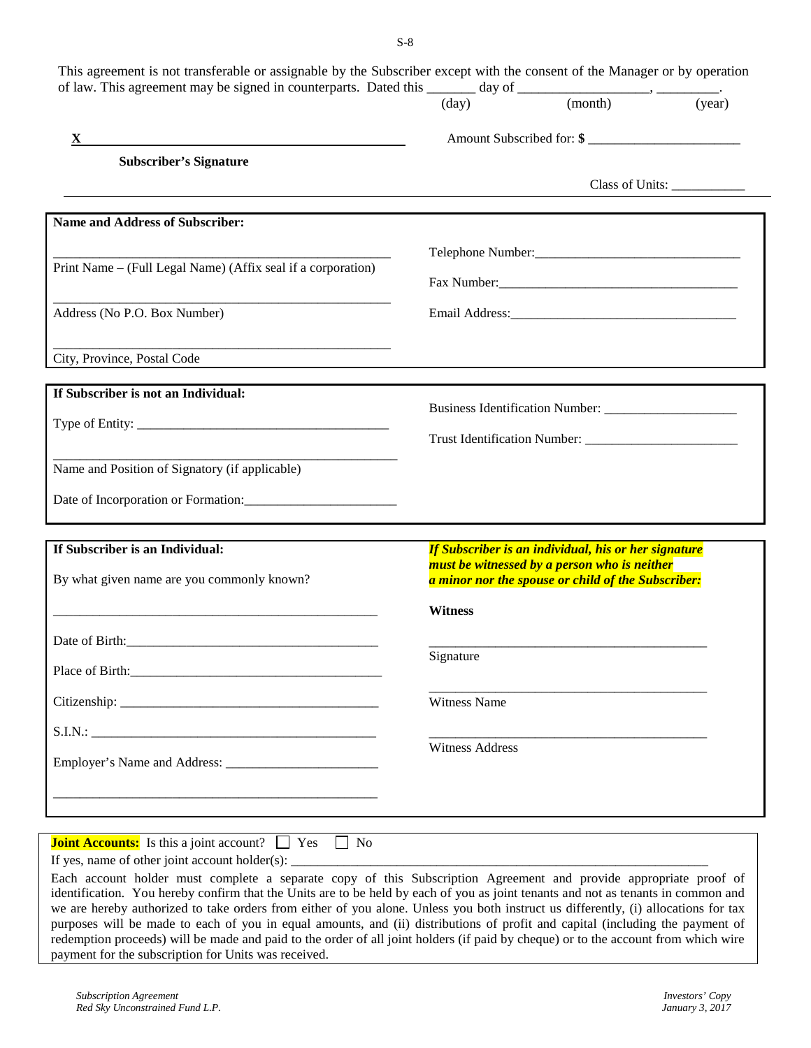This agreement is not transferable or assignable by the Subscriber except with the consent of the Manager or by operation of law. This agreement may be signed in counterparts. Dated this _______ day of __________________, _________.
(day) (month) (year)

**X** ________________________________________

**Subscriber's Signature**

Amount Subscribed for: **$** ______________________

Class of Units: ___________

---

**Name and Address of Subscriber:**

__________________________________________________
Print Name – (Full Legal Name) (Affix seal if a corporation)

__________________________________________________
Address (No P.O. Box Number)

__________________________________________________
City, Province, Postal Code

Telephone Number:_______________________________

Fax Number:____________________________________

Email Address:__________________________________

---

**If Subscriber is not an Individual:**

Type of Entity: ______________________________________

__________________________________________________
Name and Position of Signatory (if applicable)

Date of Incorporation or Formation:______________________

Business Identification Number: ___________________

Trust Identification Number: ______________________

---

**If Subscriber is an Individual:**

By what given name are you commonly known?

__________________________________________________

Date of Birth:______________________________________

Place of Birth:_____________________________________

Citizenship: _______________________________________

S.I.N.: ___________________________________________

Employer's Name and Address: ______________________

__________________________________________________

***If Subscriber is an individual, his or her signature must be witnessed by a person who is neither a minor nor the spouse or child of the Subscriber:***

**Witness**

__________________________________________
Signature

__________________________________________
Witness Name

__________________________________________
Witness Address

---

**Joint Accounts:** Is this a joint account? ☐ Yes ☐ No

If yes, name of other joint account holder(s): ______________________________________________________________

Each account holder must complete a separate copy of this Subscription Agreement and provide appropriate proof of identification. You hereby confirm that the Units are to be held by each of you as joint tenants and not as tenants in common and we are hereby authorized to take orders from either of you alone. Unless you both instruct us differently, (i) allocations for tax purposes will be made to each of you in equal amounts, and (ii) distributions of profit and capital (including the payment of redemption proceeds) will be made and paid to the order of all joint holders (if paid by cheque) or to the account from which wire payment for the subscription for Units was received.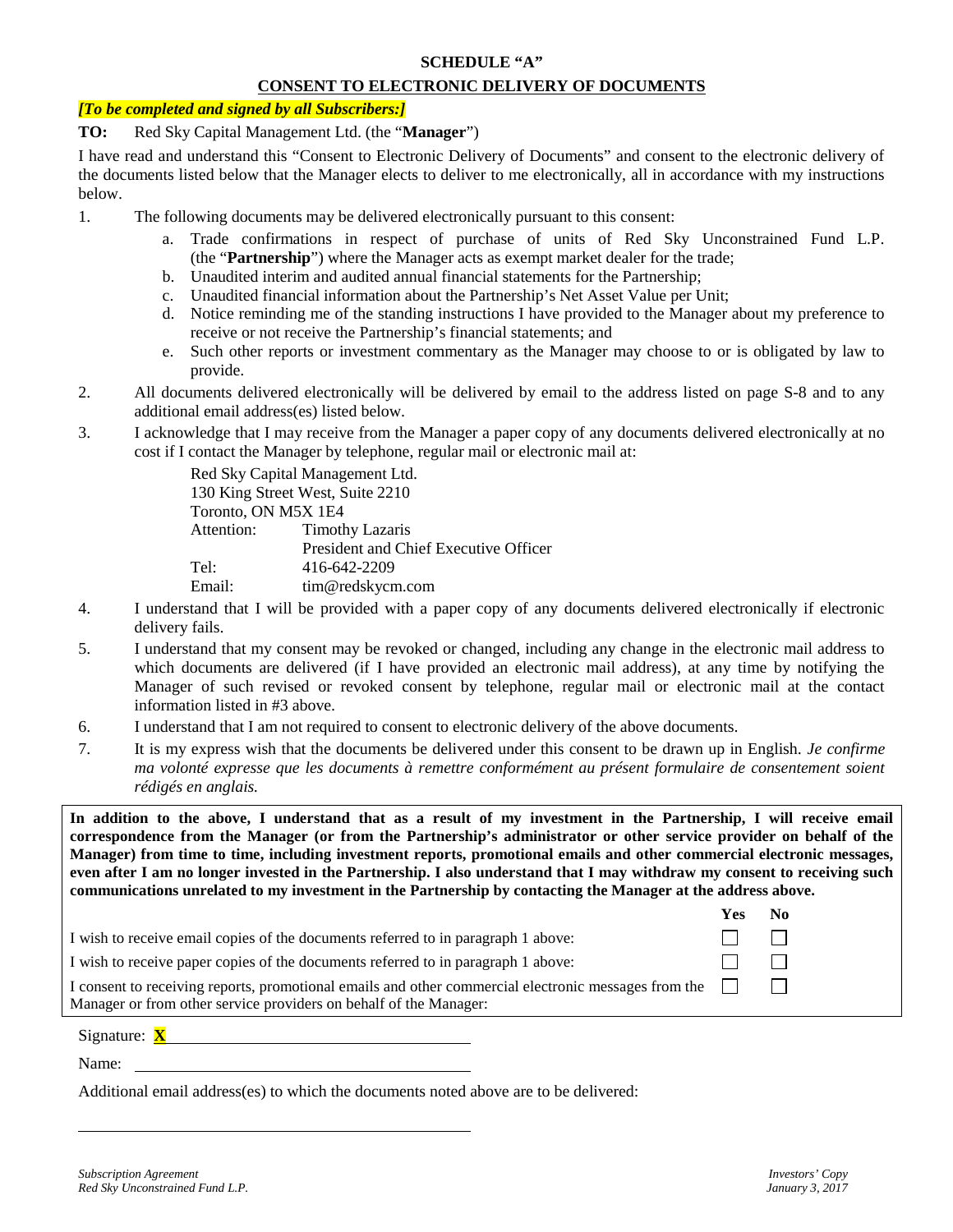**SCHEDULE "A"**

**CONSENT TO ELECTRONIC DELIVERY OF DOCUMENTS**

***[To be completed and signed by all Subscribers:]***

**TO:** Red Sky Capital Management Ltd. (the "**Manager**")

I have read and understand this "Consent to Electronic Delivery of Documents" and consent to the electronic delivery of the documents listed below that the Manager elects to deliver to me electronically, all in accordance with my instructions below.

1. The following documents may be delivered electronically pursuant to this consent:
   a. Trade confirmations in respect of purchase of units of Red Sky Unconstrained Fund L.P. (the "**Partnership**") where the Manager acts as exempt market dealer for the trade;
   b. Unaudited interim and audited annual financial statements for the Partnership;
   c. Unaudited financial information about the Partnership's Net Asset Value per Unit;
   d. Notice reminding me of the standing instructions I have provided to the Manager about my preference to receive or not receive the Partnership's financial statements; and
   e. Such other reports or investment commentary as the Manager may choose to or is obligated by law to provide.
2. All documents delivered electronically will be delivered by email to the address listed on page S-8 and to any additional email address(es) listed below.
3. I acknowledge that I may receive from the Manager a paper copy of any documents delivered electronically at no cost if I contact the Manager by telephone, regular mail or electronic mail at:

   Red Sky Capital Management Ltd.
   130 King Street West, Suite 2210
   Toronto, ON M5X 1E4
   Attention: Timothy Lazaris
   President and Chief Executive Officer
   Tel: 416-642-2209
   Email: tim@redskycm.com

4. I understand that I will be provided with a paper copy of any documents delivered electronically if electronic delivery fails.
5. I understand that my consent may be revoked or changed, including any change in the electronic mail address to which documents are delivered (if I have provided an electronic mail address), at any time by notifying the Manager of such revised or revoked consent by telephone, regular mail or electronic mail at the contact information listed in #3 above.
6. I understand that I am not required to consent to electronic delivery of the above documents.
7. It is my express wish that the documents be delivered under this consent to be drawn up in English. *Je confirme ma volonté expresse que les documents à remettre conformément au présent formulaire de consentement soient rédigés en anglais.*

**In addition to the above, I understand that as a result of my investment in the Partnership, I will receive email correspondence from the Manager (or from the Partnership's administrator or other service provider on behalf of the Manager) from time to time, including investment reports, promotional emails and other commercial electronic messages, even after I am no longer invested in the Partnership. I also understand that I may withdraw my consent to receiving such communications unrelated to my investment in the Partnership by contacting the Manager at the address above.**

| | **Yes** | **No** |
|---|---|---|
| I wish to receive email copies of the documents referred to in paragraph 1 above: | ☐ | ☐ |
| I wish to receive paper copies of the documents referred to in paragraph 1 above: | ☐ | ☐ |
| I consent to receiving reports, promotional emails and other commercial electronic messages from the Manager or from other service providers on behalf of the Manager: | ☐ | ☐ |

Signature: **X** ______________________________

Name: ______________________________

Additional email address(es) to which the documents noted above are to be delivered:

______________________________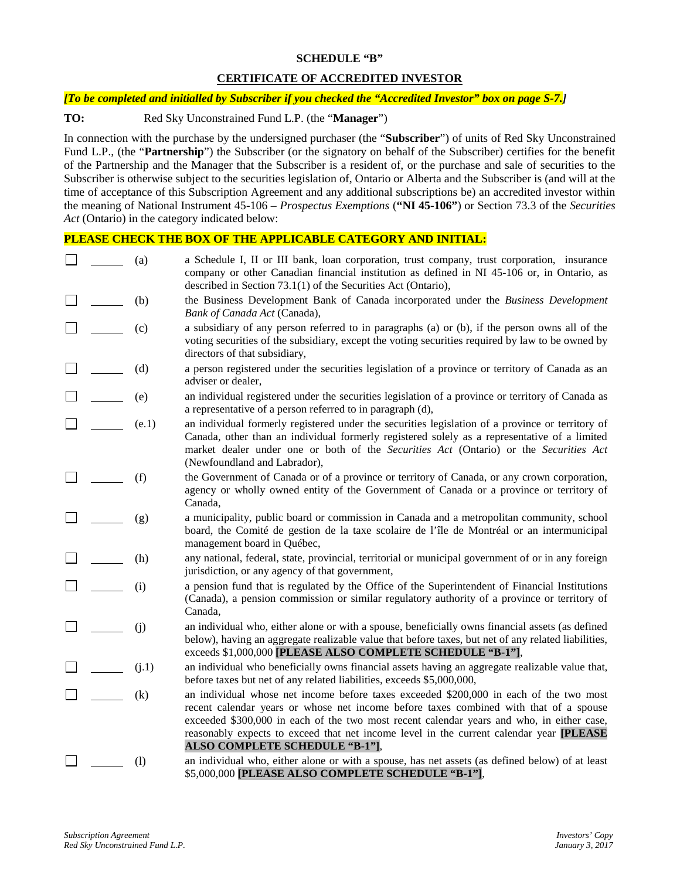**SCHEDULE "B"**

**CERTIFICATE OF ACCREDITED INVESTOR**

***[To be completed and initialled by Subscriber if you checked the "Accredited Investor" box on page S-7.]***

**TO:** Red Sky Unconstrained Fund L.P. (the "**Manager**")

In connection with the purchase by the undersigned purchaser (the "**Subscriber**") of units of Red Sky Unconstrained Fund L.P., (the "**Partnership**") the Subscriber (or the signatory on behalf of the Subscriber) certifies for the benefit of the Partnership and the Manager that the Subscriber is a resident of, or the purchase and sale of securities to the Subscriber is otherwise subject to the securities legislation of, Ontario or Alberta and the Subscriber is (and will at the time of acceptance of this Subscription Agreement and any additional subscriptions be) an accredited investor within the meaning of National Instrument 45-106 – *Prospectus Exemptions* (**"NI 45-106"**) or Section 73.3 of the *Securities Act* (Ontario) in the category indicated below:

**PLEASE CHECK THE BOX OF THE APPLICABLE CATEGORY AND INITIAL:**

☐ ______ (a) a Schedule I, II or III bank, loan corporation, trust company, trust corporation, insurance company or other Canadian financial institution as defined in NI 45-106 or, in Ontario, as described in Section 73.1(1) of the Securities Act (Ontario),

☐ ______ (b) the Business Development Bank of Canada incorporated under the *Business Development Bank of Canada Act* (Canada),

☐ ______ (c) a subsidiary of any person referred to in paragraphs (a) or (b), if the person owns all of the voting securities of the subsidiary, except the voting securities required by law to be owned by directors of that subsidiary,

☐ ______ (d) a person registered under the securities legislation of a province or territory of Canada as an adviser or dealer,

☐ ______ (e) an individual registered under the securities legislation of a province or territory of Canada as a representative of a person referred to in paragraph (d),

☐ ______ (e.1) an individual formerly registered under the securities legislation of a province or territory of Canada, other than an individual formerly registered solely as a representative of a limited market dealer under one or both of the *Securities Act* (Ontario) or the *Securities Act* (Newfoundland and Labrador),

☐ ______ (f) the Government of Canada or of a province or territory of Canada, or any crown corporation, agency or wholly owned entity of the Government of Canada or a province or territory of Canada,

☐ ______ (g) a municipality, public board or commission in Canada and a metropolitan community, school board, the Comité de gestion de la taxe scolaire de l'île de Montréal or an intermunicipal management board in Québec,

☐ ______ (h) any national, federal, state, provincial, territorial or municipal government of or in any foreign jurisdiction, or any agency of that government,

☐ ______ (i) a pension fund that is regulated by the Office of the Superintendent of Financial Institutions (Canada), a pension commission or similar regulatory authority of a province or territory of Canada,

☐ ______ (j) an individual who, either alone or with a spouse, beneficially owns financial assets (as defined below), having an aggregate realizable value that before taxes, but net of any related liabilities, exceeds $1,000,000 **[PLEASE ALSO COMPLETE SCHEDULE "B-1"]**,

☐ ______ (j.1) an individual who beneficially owns financial assets having an aggregate realizable value that, before taxes but net of any related liabilities, exceeds $5,000,000,

☐ ______ (k) an individual whose net income before taxes exceeded $200,000 in each of the two most recent calendar years or whose net income before taxes combined with that of a spouse exceeded $300,000 in each of the two most recent calendar years and who, in either case, reasonably expects to exceed that net income level in the current calendar year **[PLEASE ALSO COMPLETE SCHEDULE "B-1"]**,

☐ ______ (l) an individual who, either alone or with a spouse, has net assets (as defined below) of at least $5,000,000 **[PLEASE ALSO COMPLETE SCHEDULE "B-1"]**,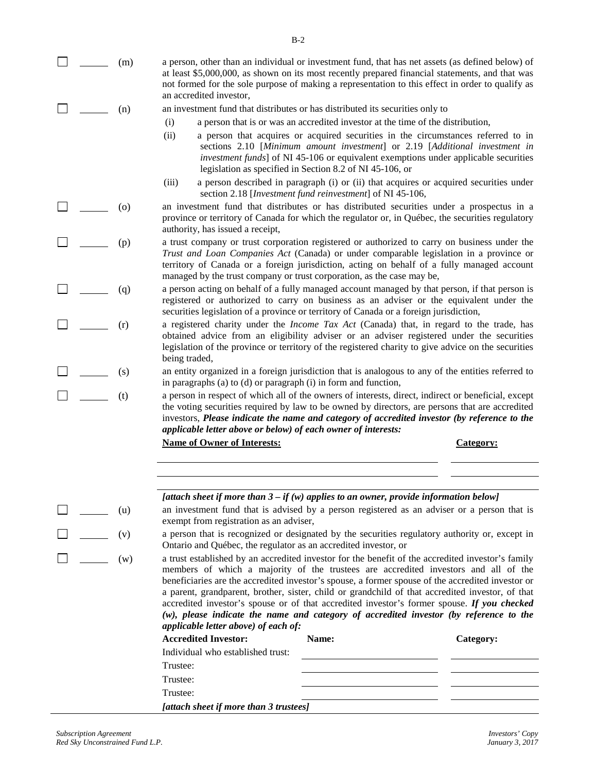☐ ______ (m) a person, other than an individual or investment fund, that has net assets (as defined below) of at least $5,000,000, as shown on its most recently prepared financial statements, and that was not formed for the sole purpose of making a representation to this effect in order to qualify as an accredited investor,

☐ ______ (n) an investment fund that distributes or has distributed its securities only to

- (i) a person that is or was an accredited investor at the time of the distribution,
- (ii) a person that acquires or acquired securities in the circumstances referred to in sections 2.10 [*Minimum amount investment*] or 2.19 [*Additional investment in investment funds*] of NI 45-106 or equivalent exemptions under applicable securities legislation as specified in Section 8.2 of NI 45-106, or
- (iii) a person described in paragraph (i) or (ii) that acquires or acquired securities under section 2.18 [*Investment fund reinvestment*] of NI 45-106,

☐ ______ (o) an investment fund that distributes or has distributed securities under a prospectus in a province or territory of Canada for which the regulator or, in Québec, the securities regulatory authority, has issued a receipt,

☐ ______ (p) a trust company or trust corporation registered or authorized to carry on business under the *Trust and Loan Companies Act* (Canada) or under comparable legislation in a province or territory of Canada or a foreign jurisdiction, acting on behalf of a fully managed account managed by the trust company or trust corporation, as the case may be,

☐ ______ (q) a person acting on behalf of a fully managed account managed by that person, if that person is registered or authorized to carry on business as an adviser or the equivalent under the securities legislation of a province or territory of Canada or a foreign jurisdiction,

☐ ______ (r) a registered charity under the *Income Tax Act* (Canada) that, in regard to the trade, has obtained advice from an eligibility adviser or an adviser registered under the securities legislation of the province or territory of the registered charity to give advice on the securities being traded,

☐ ______ (s) an entity organized in a foreign jurisdiction that is analogous to any of the entities referred to in paragraphs (a) to (d) or paragraph (i) in form and function,

☐ ______ (t) a person in respect of which all of the owners of interests, direct, indirect or beneficial, except the voting securities required by law to be owned by directors, are persons that are accredited investors, ***Please indicate the name and category of accredited investor (by reference to the applicable letter above or below) of each owner of interests:***

| **Name of Owner of Interests:** | **Category:** |
|---|---|
| | |
| | |
| | |

***[attach sheet if more than 3 – if (w) applies to an owner, provide information below]***

☐ ______ (u) an investment fund that is advised by a person registered as an adviser or a person that is exempt from registration as an adviser,

☐ ______ (v) a person that is recognized or designated by the securities regulatory authority or, except in Ontario and Québec, the regulator as an accredited investor, or

☐ ______ (w) a trust established by an accredited investor for the benefit of the accredited investor's family members of which a majority of the trustees are accredited investors and all of the beneficiaries are the accredited investor's spouse, a former spouse of the accredited investor or a parent, grandparent, brother, sister, child or grandchild of that accredited investor, of that accredited investor's spouse or of that accredited investor's former spouse. ***If you checked (w), please indicate the name and category of accredited investor (by reference to the applicable letter above) of each of:***

| **Accredited Investor:** | **Name:** | **Category:** |
|---|---|---|
| Individual who established trust: | | |
| Trustee: | | |
| Trustee: | | |
| Trustee: | | |

***[attach sheet if more than 3 trustees]***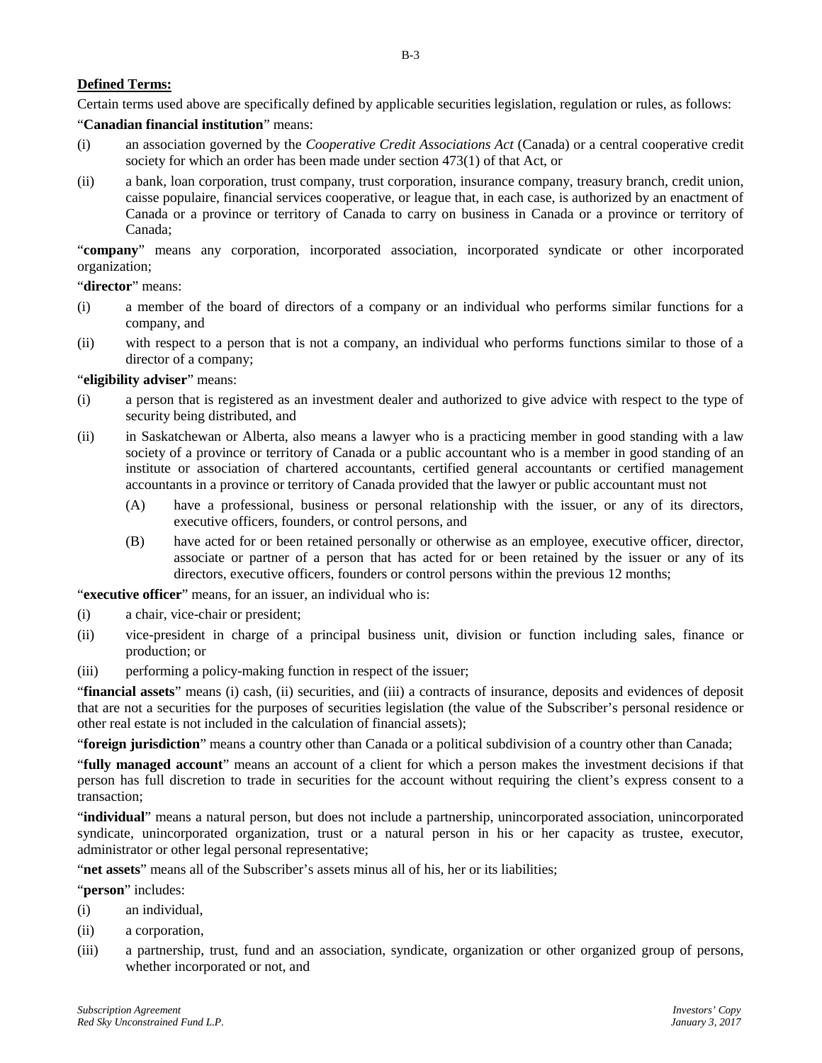**Defined Terms:**

Certain terms used above are specifically defined by applicable securities legislation, regulation or rules, as follows:

"**Canadian financial institution**" means:

(i) an association governed by the *Cooperative Credit Associations Act* (Canada) or a central cooperative credit society for which an order has been made under section 473(1) of that Act, or

(ii) a bank, loan corporation, trust company, trust corporation, insurance company, treasury branch, credit union, caisse populaire, financial services cooperative, or league that, in each case, is authorized by an enactment of Canada or a province or territory of Canada to carry on business in Canada or a province or territory of Canada;

"**company**" means any corporation, incorporated association, incorporated syndicate or other incorporated organization;

"**director**" means:

(i) a member of the board of directors of a company or an individual who performs similar functions for a company, and

(ii) with respect to a person that is not a company, an individual who performs functions similar to those of a director of a company;

"**eligibility adviser**" means:

(i) a person that is registered as an investment dealer and authorized to give advice with respect to the type of security being distributed, and

(ii) in Saskatchewan or Alberta, also means a lawyer who is a practicing member in good standing with a law society of a province or territory of Canada or a public accountant who is a member in good standing of an institute or association of chartered accountants, certified general accountants or certified management accountants in a province or territory of Canada provided that the lawyer or public accountant must not

   (A) have a professional, business or personal relationship with the issuer, or any of its directors, executive officers, founders, or control persons, and

   (B) have acted for or been retained personally or otherwise as an employee, executive officer, director, associate or partner of a person that has acted for or been retained by the issuer or any of its directors, executive officers, founders or control persons within the previous 12 months;

"**executive officer**" means, for an issuer, an individual who is:

(i) a chair, vice-chair or president;

(ii) vice-president in charge of a principal business unit, division or function including sales, finance or production; or

(iii) performing a policy-making function in respect of the issuer;

"**financial assets**" means (i) cash, (ii) securities, and (iii) a contracts of insurance, deposits and evidences of deposit that are not a securities for the purposes of securities legislation (the value of the Subscriber's personal residence or other real estate is not included in the calculation of financial assets);

"**foreign jurisdiction**" means a country other than Canada or a political subdivision of a country other than Canada;

"**fully managed account**" means an account of a client for which a person makes the investment decisions if that person has full discretion to trade in securities for the account without requiring the client's express consent to a transaction;

"**individual**" means a natural person, but does not include a partnership, unincorporated association, unincorporated syndicate, unincorporated organization, trust or a natural person in his or her capacity as trustee, executor, administrator or other legal personal representative;

"**net assets**" means all of the Subscriber's assets minus all of his, her or its liabilities;

"**person**" includes:

(i) an individual,

(ii) a corporation,

(iii) a partnership, trust, fund and an association, syndicate, organization or other organized group of persons, whether incorporated or not, and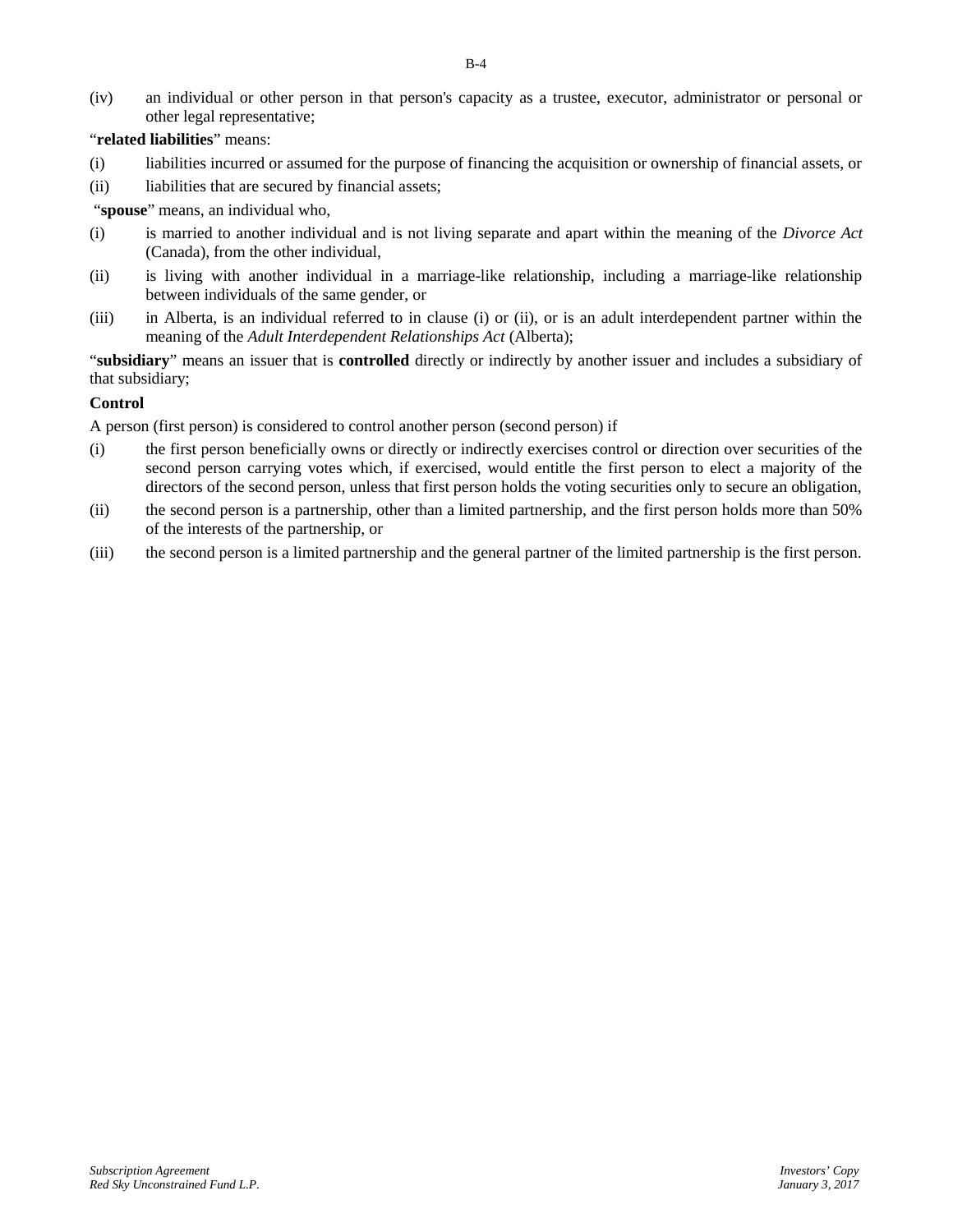(iv) an individual or other person in that person's capacity as a trustee, executor, administrator or personal or other legal representative;

"**related liabilities**" means:

(i) liabilities incurred or assumed for the purpose of financing the acquisition or ownership of financial assets, or

(ii) liabilities that are secured by financial assets;

"**spouse**" means, an individual who,

(i) is married to another individual and is not living separate and apart within the meaning of the *Divorce Act* (Canada), from the other individual,

(ii) is living with another individual in a marriage-like relationship, including a marriage-like relationship between individuals of the same gender, or

(iii) in Alberta, is an individual referred to in clause (i) or (ii), or is an adult interdependent partner within the meaning of the *Adult Interdependent Relationships Act* (Alberta);

"**subsidiary**" means an issuer that is **controlled** directly or indirectly by another issuer and includes a subsidiary of that subsidiary;

**Control**

A person (first person) is considered to control another person (second person) if

(i) the first person beneficially owns or directly or indirectly exercises control or direction over securities of the second person carrying votes which, if exercised, would entitle the first person to elect a majority of the directors of the second person, unless that first person holds the voting securities only to secure an obligation,

(ii) the second person is a partnership, other than a limited partnership, and the first person holds more than 50% of the interests of the partnership, or

(iii) the second person is a limited partnership and the general partner of the limited partnership is the first person.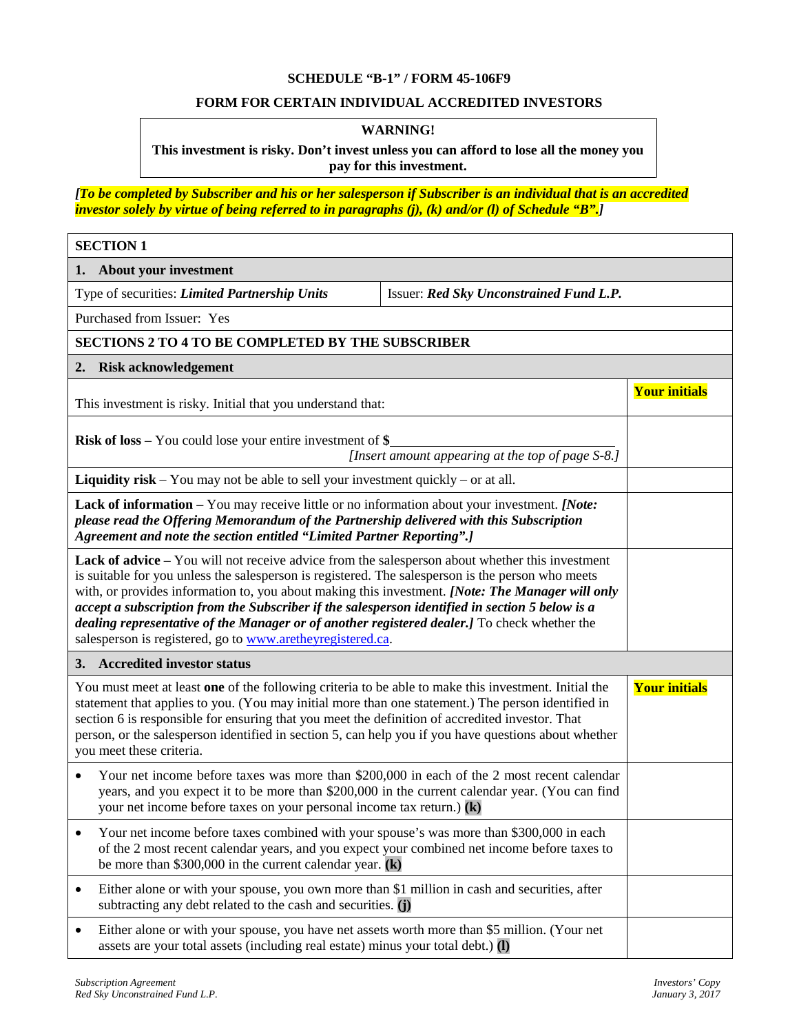**SCHEDULE “B-1” / FORM 45-106F9**

**FORM FOR CERTAIN INDIVIDUAL ACCREDITED INVESTORS**

**WARNING!**

**This investment is risky. Don’t invest unless you can afford to lose all the money you pay for this investment.**

***[To be completed by Subscriber and his or her salesperson if Subscriber is an individual that is an accredited investor solely by virtue of being referred to in paragraphs (j), (k) and/or (l) of Schedule “B”.]***

| **SECTION 1** | | |
|---|---|---|
| **1. About your investment** | | |
| Type of securities: ***Limited Partnership Units*** | Issuer: ***Red Sky Unconstrained Fund L.P.*** | |
| Purchased from Issuer: Yes | | |
| **SECTIONS 2 TO 4 TO BE COMPLETED BY THE SUBSCRIBER** | | |
| **2. Risk acknowledgement** | | |
| This investment is risky. Initial that you understand that: | | **Your initials** |
| **Risk of loss** – You could lose your entire investment of **$**\_\_\_\_\_\_\_\_\_\_\_\_\_\_\_\_\_\_\_\_\_\_\_\_ *[Insert amount appearing at the top of page S-8.]* | | |
| **Liquidity risk** – You may not be able to sell your investment quickly – or at all. | | |
| **Lack of information** – You may receive little or no information about your investment. ***[Note: please read the Offering Memorandum of the Partnership delivered with this Subscription Agreement and note the section entitled “Limited Partner Reporting”.]*** | | |
| **Lack of advice** – You will not receive advice from the salesperson about whether this investment is suitable for you unless the salesperson is registered. The salesperson is the person who meets with, or provides information to, you about making this investment. ***[Note: The Manager will only accept a subscription from the Subscriber if the salesperson identified in section 5 below is a dealing representative of the Manager or of another registered dealer.]*** To check whether the salesperson is registered, go to www.aretheyregistered.ca. | | |
| **3. Accredited investor status** | | |
| You must meet at least **one** of the following criteria to be able to make this investment. Initial the statement that applies to you. (You may initial more than one statement.) The person identified in section 6 is responsible for ensuring that you meet the definition of accredited investor. That person, or the salesperson identified in section 5, can help you if you have questions about whether you meet these criteria. | | **Your initials** |
| • Your net income before taxes was more than $200,000 in each of the 2 most recent calendar years, and you expect it to be more than $200,000 in the current calendar year. (You can find your net income before taxes on your personal income tax return.) **(k)** | | |
| • Your net income before taxes combined with your spouse’s was more than $300,000 in each of the 2 most recent calendar years, and you expect your combined net income before taxes to be more than $300,000 in the current calendar year. **(k)** | | |
| • Either alone or with your spouse, you own more than $1 million in cash and securities, after subtracting any debt related to the cash and securities. **(j)** | | |
| • Either alone or with your spouse, you have net assets worth more than $5 million. (Your net assets are your total assets (including real estate) minus your total debt.) **(l)** | | |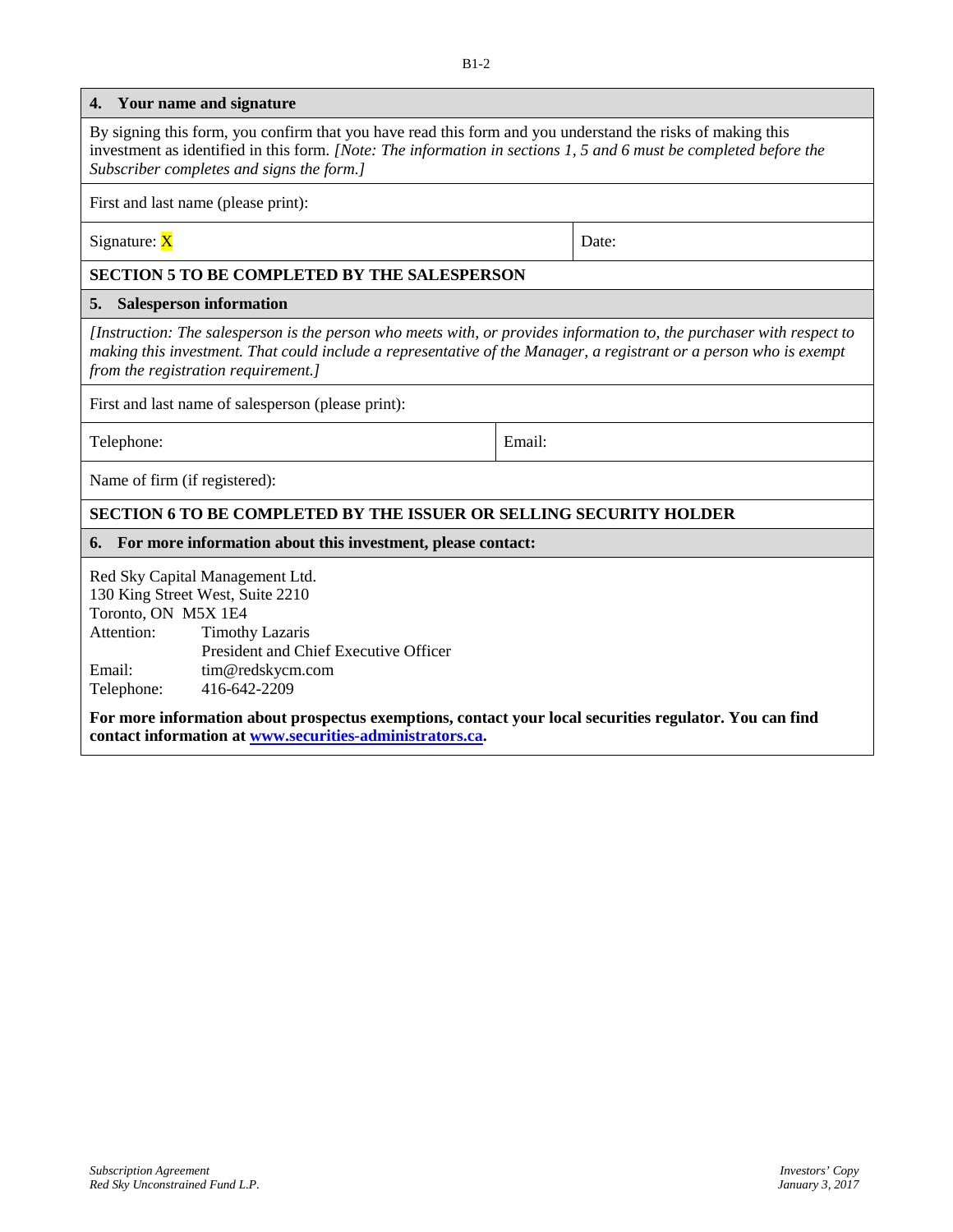## 4. Your name and signature

By signing this form, you confirm that you have read this form and you understand the risks of making this investment as identified in this form. *[Note: The information in sections 1, 5 and 6 must be completed before the Subscriber completes and signs the form.]*

First and last name (please print):

| Signature: X | Date: |
|---|---|

**SECTION 5 TO BE COMPLETED BY THE SALESPERSON**

## 5. Salesperson information

*[Instruction: The salesperson is the person who meets with, or provides information to, the purchaser with respect to making this investment. That could include a representative of the Manager, a registrant or a person who is exempt from the registration requirement.]*

First and last name of salesperson (please print):

| Telephone: | Email: |
|---|---|

Name of firm (if registered):

**SECTION 6 TO BE COMPLETED BY THE ISSUER OR SELLING SECURITY HOLDER**

## 6. For more information about this investment, please contact:

Red Sky Capital Management Ltd.
130 King Street West, Suite 2210
Toronto, ON M5X 1E4

| | |
|---|---|
| Attention: | Timothy Lazaris<br>President and Chief Executive Officer |
| Email: | tim@redskycm.com |
| Telephone: | 416-642-2209 |

**For more information about prospectus exemptions, contact your local securities regulator. You can find contact information at [www.securities-administrators.ca](www.securities-administrators.ca).**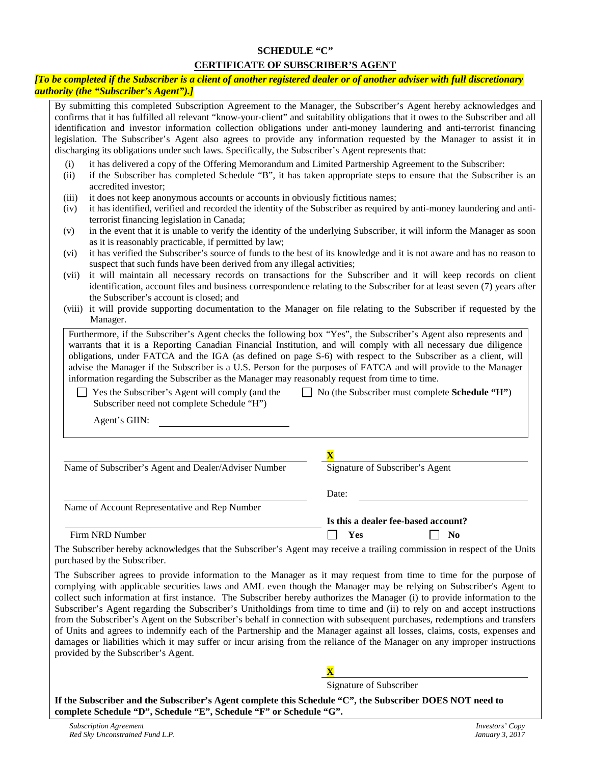## SCHEDULE "C"

## CERTIFICATE OF SUBSCRIBER'S AGENT

***[To be completed if the Subscriber is a client of another registered dealer or of another adviser with full discretionary authority (the "Subscriber's Agent").]***

By submitting this completed Subscription Agreement to the Manager, the Subscriber's Agent hereby acknowledges and confirms that it has fulfilled all relevant "know-your-client" and suitability obligations that it owes to the Subscriber and all identification and investor information collection obligations under anti-money laundering and anti-terrorist financing legislation. The Subscriber's Agent also agrees to provide any information requested by the Manager to assist it in discharging its obligations under such laws. Specifically, the Subscriber's Agent represents that:

(i) it has delivered a copy of the Offering Memorandum and Limited Partnership Agreement to the Subscriber:

(ii) if the Subscriber has completed Schedule "B", it has taken appropriate steps to ensure that the Subscriber is an accredited investor;

(iii) it does not keep anonymous accounts or accounts in obviously fictitious names;

(iv) it has identified, verified and recorded the identity of the Subscriber as required by anti-money laundering and anti-terrorist financing legislation in Canada;

(v) in the event that it is unable to verify the identity of the underlying Subscriber, it will inform the Manager as soon as it is reasonably practicable, if permitted by law;

(vi) it has verified the Subscriber's source of funds to the best of its knowledge and it is not aware and has no reason to suspect that such funds have been derived from any illegal activities;

(vii) it will maintain all necessary records on transactions for the Subscriber and it will keep records on client identification, account files and business correspondence relating to the Subscriber for at least seven (7) years after the Subscriber's account is closed; and

(viii) it will provide supporting documentation to the Manager on file relating to the Subscriber if requested by the Manager.

Furthermore, if the Subscriber's Agent checks the following box "Yes", the Subscriber's Agent also represents and warrants that it is a Reporting Canadian Financial Institution, and will comply with all necessary due diligence obligations, under FATCA and the IGA (as defined on page S-6) with respect to the Subscriber as a client, will advise the Manager if the Subscriber is a U.S. Person for the purposes of FATCA and will provide to the Manager information regarding the Subscriber as the Manager may reasonably request from time to time.

☐ Yes the Subscriber's Agent will comply (and the Subscriber need not complete Schedule "H")

☐ No (the Subscriber must complete **Schedule "H"**)

Agent's GIIN: ______________________

______________________________
Name of Subscriber's Agent and Dealer/Adviser Number

**X** ______________________________
Signature of Subscriber's Agent

______________________________
Name of Account Representative and Rep Number

Date: ______________________________

______________________________
Firm NRD Number

**Is this a dealer fee-based account?**

☐ **Yes** ☐ **No**

The Subscriber hereby acknowledges that the Subscriber's Agent may receive a trailing commission in respect of the Units purchased by the Subscriber.

The Subscriber agrees to provide information to the Manager as it may request from time to time for the purpose of complying with applicable securities laws and AML even though the Manager may be relying on Subscriber's Agent to collect such information at first instance. The Subscriber hereby authorizes the Manager (i) to provide information to the Subscriber's Agent regarding the Subscriber's Unitholdings from time to time and (ii) to rely on and accept instructions from the Subscriber's Agent on the Subscriber's behalf in connection with subsequent purchases, redemptions and transfers of Units and agrees to indemnify each of the Partnership and the Manager against all losses, claims, costs, expenses and damages or liabilities which it may suffer or incur arising from the reliance of the Manager on any improper instructions provided by the Subscriber's Agent.

**X** ______________________________
Signature of Subscriber

**If the Subscriber and the Subscriber's Agent complete this Schedule "C", the Subscriber DOES NOT need to complete Schedule "D", Schedule "E", Schedule "F" or Schedule "G".**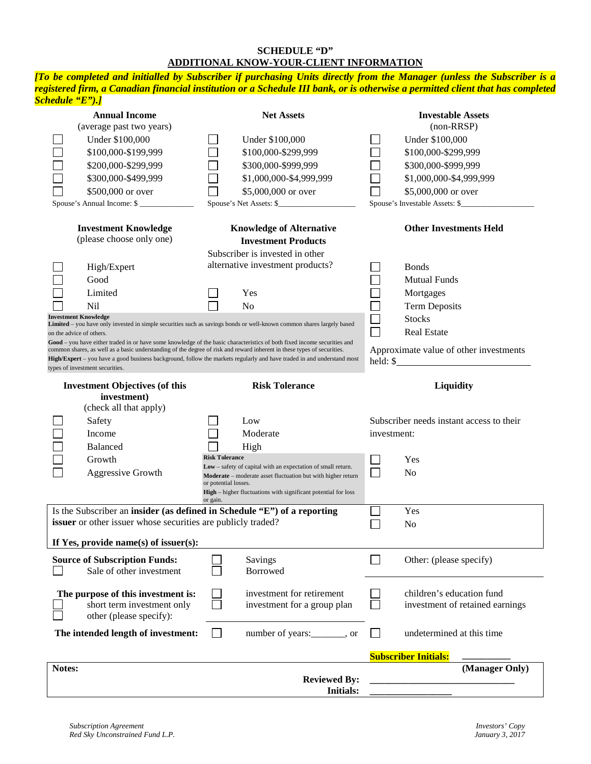**SCHEDULE "D"**

**ADDITIONAL KNOW-YOUR-CLIENT INFORMATION**

***[To be completed and initialled by Subscriber if purchasing Units directly from the Manager (unless the Subscriber is a registered firm, a Canadian financial institution or a Schedule III bank, or is otherwise a permitted client that has completed Schedule "E").]***

| **Annual Income** (average past two years) | **Net Assets** | **Investable Assets** (non-RRSP) |
|---|---|---|
| ☐ Under $100,000 | ☐ Under $100,000 | ☐ Under $100,000 |
| ☐ $100,000-$199,999 | ☐ $100,000-$299,999 | ☐ $100,000-$299,999 |
| ☐ $200,000-$299,999 | ☐ $300,000-$999,999 | ☐ $300,000-$999,999 |
| ☐ $300,000-$499,999 | ☐ $1,000,000-$4,999,999 | ☐ $1,000,000-$4,999,999 |
| ☐ $500,000 or over | ☐ $5,000,000 or over | ☐ $5,000,000 or over |
| Spouse's Annual Income: $ _____________ | Spouse's Net Assets: $_________________ | Spouse's Investable Assets: $_________________ |

**Investment Knowledge** (please choose only one)

☐ High/Expert
☐ Good
☐ Limited
☐ Nil

**Knowledge of Alternative Investment Products**

Subscriber is invested in other alternative investment products?

☐ Yes
☐ No

**Investment Knowledge**

**Limited** – you have only invested in simple securities such as savings bonds or well-known common shares largely based on the advice of others.

**Good** – you have either traded in or have some knowledge of the basic characteristics of both fixed income securities and common shares, as well as a basic understanding of the degree of risk and reward inherent in these types of securities.

**High/Expert** – you have a good business background, follow the markets regularly and have traded in and understand most types of investment securities.

**Other Investments Held**

☐ Bonds
☐ Mutual Funds
☐ Mortgages
☐ Term Deposits
☐ Stocks
☐ Real Estate

Approximate value of other investments held: $__________________________

**Investment Objectives (of this investment)** (check all that apply)

☐ Safety
☐ Income
☐ Balanced
☐ Growth
☐ Aggressive Growth

**Risk Tolerance**

☐ Low
☐ Moderate
☐ High

**Risk Tolerance**

**Low** – safety of capital with an expectation of small return.

**Moderate** – moderate asset fluctuation but with higher return or potential losses.

**High** – higher fluctuations with significant potential for loss or gain.

**Liquidity**

Subscriber needs instant access to their investment:

☐ Yes
☐ No

Is the Subscriber an **insider (as defined in Schedule "E") of a reporting issuer** or other issuer whose securities are publicly traded?

☐ Yes
☐ No

**If Yes, provide name(s) of issuer(s):**

**Source of Subscription Funds:**

☐ Sale of other investment
☐ Savings
☐ Borrowed
☐ Other: (please specify) ______________________

**The purpose of this investment is:**

☐ short term investment only
☐ other (please specify): ______________________
☐ investment for retirement
☐ investment for a group plan
☐ children's education fund
☐ investment of retained earnings

**The intended length of investment:** ☐ number of years:_______, or ☐ undetermined at this time

**Subscriber Initials:** _________

**Notes:** **(Manager Only)**

**Reviewed By:** ____________________________

**Initials:** ________________

*Subscription Agreement*
*Red Sky Unconstrained Fund L.P.*

*Investors' Copy*
*January 3, 2017*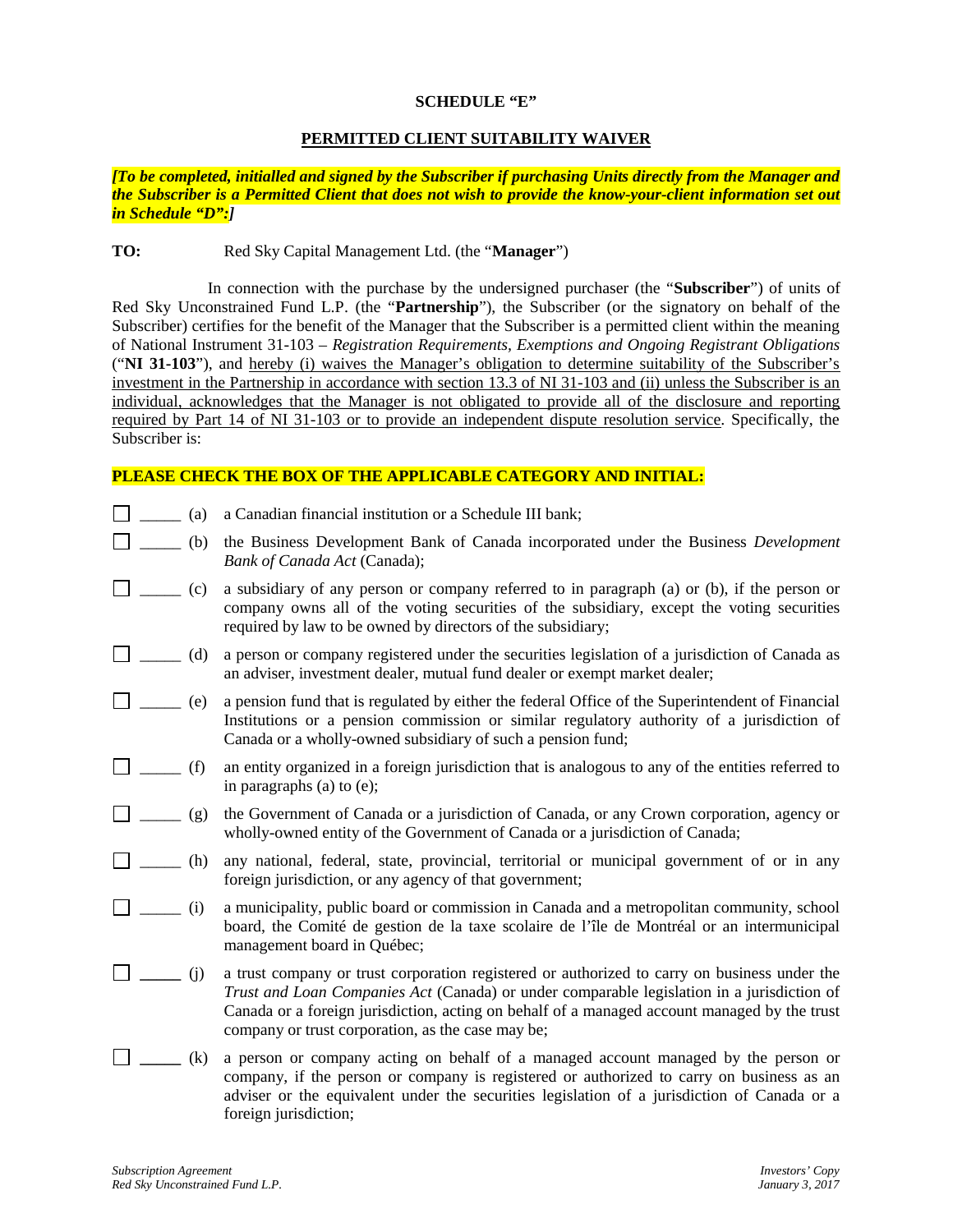**SCHEDULE "E"**

**PERMITTED CLIENT SUITABILITY WAIVER**

***[To be completed, initialled and signed by the Subscriber if purchasing Units directly from the Manager and the Subscriber is a Permitted Client that does not wish to provide the know-your-client information set out in Schedule "D":]***

**TO:** Red Sky Capital Management Ltd. (the "**Manager**")

In connection with the purchase by the undersigned purchaser (the "**Subscriber**") of units of Red Sky Unconstrained Fund L.P. (the "**Partnership**"), the Subscriber (or the signatory on behalf of the Subscriber) certifies for the benefit of the Manager that the Subscriber is a permitted client within the meaning of National Instrument 31-103 – *Registration Requirements, Exemptions and Ongoing Registrant Obligations* ("**NI 31-103**"), and <u>hereby (i) waives the Manager's obligation to determine suitability of the Subscriber's investment in the Partnership in accordance with section 13.3 of NI 31-103 and (ii) unless the Subscriber is an individual, acknowledges that the Manager is not obligated to provide all of the disclosure and reporting required by Part 14 of NI 31-103 or to provide an independent dispute resolution service</u>. Specifically, the Subscriber is:

**PLEASE CHECK THE BOX OF THE APPLICABLE CATEGORY AND INITIAL:**

☐ _____ (a) a Canadian financial institution or a Schedule III bank;

☐ _____ (b) the Business Development Bank of Canada incorporated under the Business *Development Bank of Canada Act* (Canada);

☐ _____ (c) a subsidiary of any person or company referred to in paragraph (a) or (b), if the person or company owns all of the voting securities of the subsidiary, except the voting securities required by law to be owned by directors of the subsidiary;

☐ _____ (d) a person or company registered under the securities legislation of a jurisdiction of Canada as an adviser, investment dealer, mutual fund dealer or exempt market dealer;

☐ _____ (e) a pension fund that is regulated by either the federal Office of the Superintendent of Financial Institutions or a pension commission or similar regulatory authority of a jurisdiction of Canada or a wholly-owned subsidiary of such a pension fund;

☐ _____ (f) an entity organized in a foreign jurisdiction that is analogous to any of the entities referred to in paragraphs (a) to (e);

☐ _____ (g) the Government of Canada or a jurisdiction of Canada, or any Crown corporation, agency or wholly-owned entity of the Government of Canada or a jurisdiction of Canada;

☐ _____ (h) any national, federal, state, provincial, territorial or municipal government of or in any foreign jurisdiction, or any agency of that government;

☐ _____ (i) a municipality, public board or commission in Canada and a metropolitan community, school board, the Comité de gestion de la taxe scolaire de l'île de Montréal or an intermunicipal management board in Québec;

☐ _____ (j) a trust company or trust corporation registered or authorized to carry on business under the *Trust and Loan Companies Act* (Canada) or under comparable legislation in a jurisdiction of Canada or a foreign jurisdiction, acting on behalf of a managed account managed by the trust company or trust corporation, as the case may be;

☐ _____ (k) a person or company acting on behalf of a managed account managed by the person or company, if the person or company is registered or authorized to carry on business as an adviser or the equivalent under the securities legislation of a jurisdiction of Canada or a foreign jurisdiction;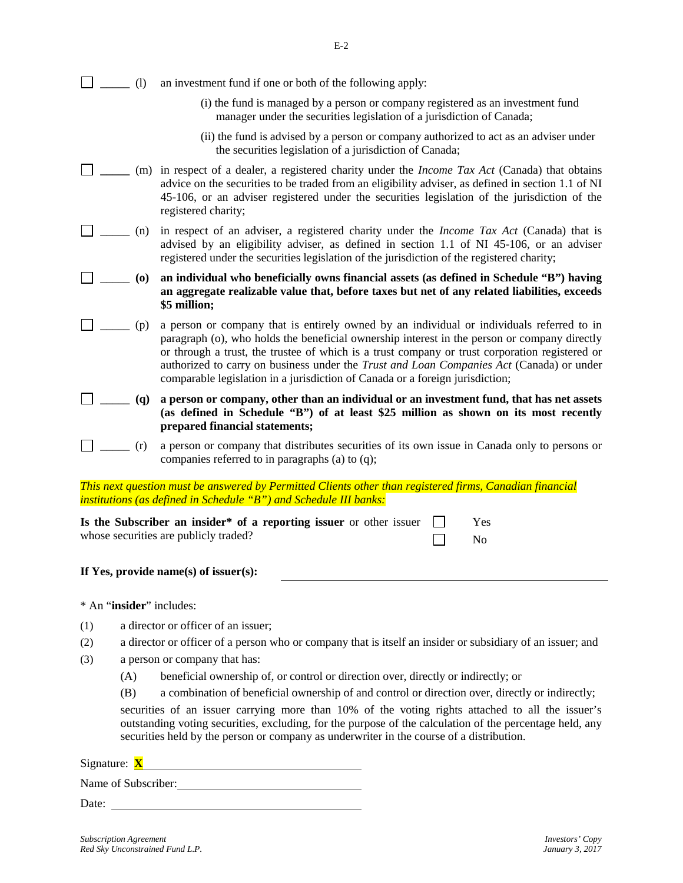☐ _____ (l) an investment fund if one or both of the following apply:

(i) the fund is managed by a person or company registered as an investment fund manager under the securities legislation of a jurisdiction of Canada;

(ii) the fund is advised by a person or company authorized to act as an adviser under the securities legislation of a jurisdiction of Canada;

☐ _____ (m) in respect of a dealer, a registered charity under the *Income Tax Act* (Canada) that obtains advice on the securities to be traded from an eligibility adviser, as defined in section 1.1 of NI 45-106, or an adviser registered under the securities legislation of the jurisdiction of the registered charity;

☐ _____ (n) in respect of an adviser, a registered charity under the *Income Tax Act* (Canada) that is advised by an eligibility adviser, as defined in section 1.1 of NI 45-106, or an adviser registered under the securities legislation of the jurisdiction of the registered charity;

☐ _____ **(o) an individual who beneficially owns financial assets (as defined in Schedule "B") having an aggregate realizable value that, before taxes but net of any related liabilities, exceeds $5 million;**

☐ _____ (p) a person or company that is entirely owned by an individual or individuals referred to in paragraph (o), who holds the beneficial ownership interest in the person or company directly or through a trust, the trustee of which is a trust company or trust corporation registered or authorized to carry on business under the *Trust and Loan Companies Act* (Canada) or under comparable legislation in a jurisdiction of Canada or a foreign jurisdiction;

☐ _____ **(q) a person or company, other than an individual or an investment fund, that has net assets (as defined in Schedule "B") of at least $25 million as shown on its most recently prepared financial statements;**

☐ _____ (r) a person or company that distributes securities of its own issue in Canada only to persons or companies referred to in paragraphs (a) to (q);

*This next question must be answered by Permitted Clients other than registered firms, Canadian financial institutions (as defined in Schedule "B") and Schedule III banks:*

**Is the Subscriber an insider\* of a reporting issuer** or other issuer whose securities are publicly traded?

☐ Yes

☐ No

**If Yes, provide name(s) of issuer(s):** ______________________________

\* An "**insider**" includes:

(1) a director or officer of an issuer;

(2) a director or officer of a person who or company that is itself an insider or subsidiary of an issuer; and

(3) a person or company that has:

(A) beneficial ownership of, or control or direction over, directly or indirectly; or

(B) a combination of beneficial ownership of and control or direction over, directly or indirectly;

securities of an issuer carrying more than 10% of the voting rights attached to all the issuer's outstanding voting securities, excluding, for the purpose of the calculation of the percentage held, any securities held by the person or company as underwriter in the course of a distribution.

Signature: **X** ______________________________

Name of Subscriber: ______________________________

Date: ______________________________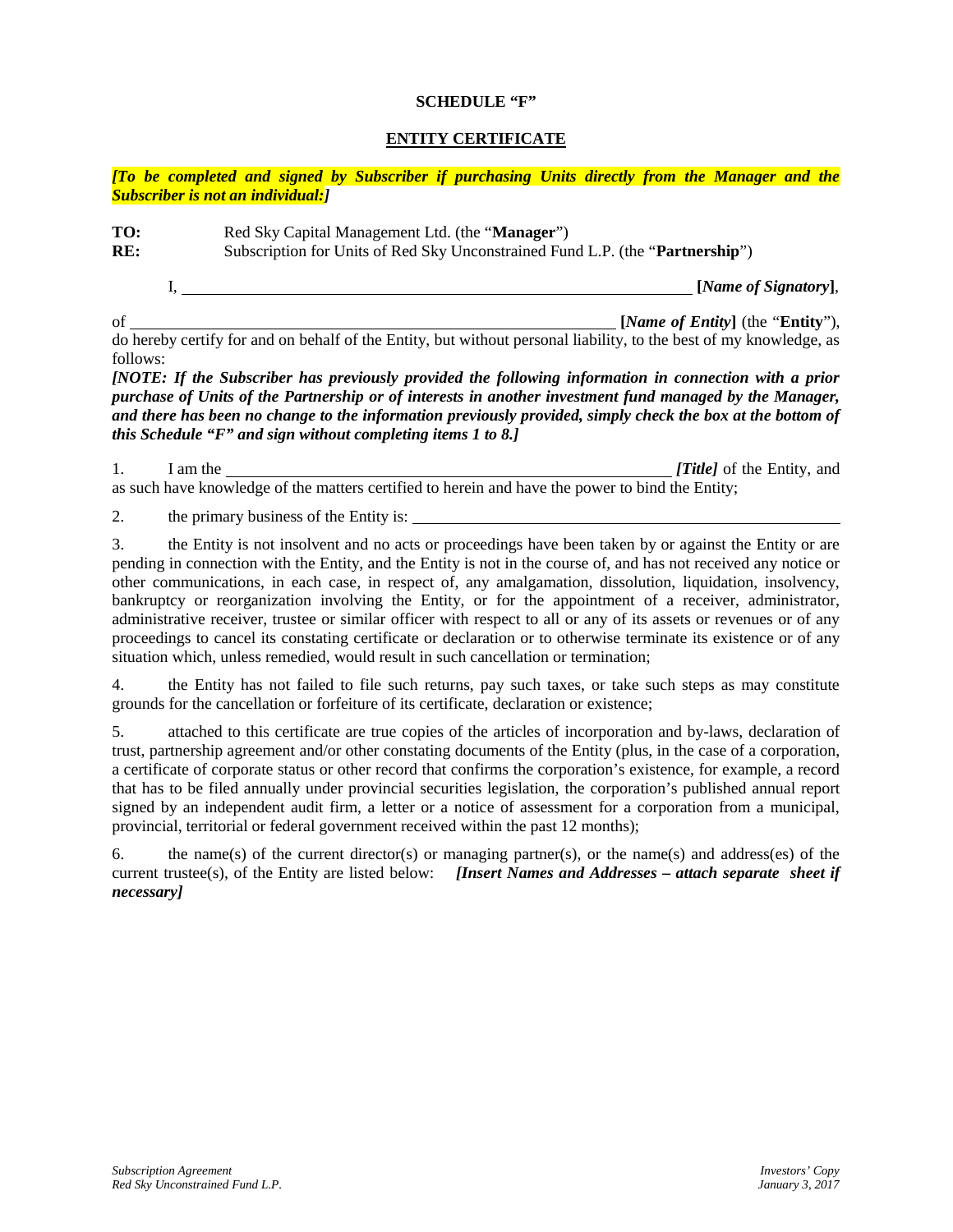**SCHEDULE "F"**

**ENTITY CERTIFICATE**

***[To be completed and signed by Subscriber if purchasing Units directly from the Manager and the Subscriber is not an individual:]***

**TO:** Red Sky Capital Management Ltd. (the "**Manager**")
**RE:** Subscription for Units of Red Sky Unconstrained Fund L.P. (the "**Partnership**")

I, ______________________________________________ **[*Name of Signatory*]**,

of ______________________________________________ **[*Name of Entity*]** (the "**Entity**"), do hereby certify for and on behalf of the Entity, but without personal liability, to the best of my knowledge, as follows:

***[NOTE: If the Subscriber has previously provided the following information in connection with a prior purchase of Units of the Partnership or of interests in another investment fund managed by the Manager, and there has been no change to the information previously provided, simply check the box at the bottom of this Schedule "F" and sign without completing items 1 to 8.]***

1. I am the ______________________________________________ ***[Title]*** of the Entity, and as such have knowledge of the matters certified to herein and have the power to bind the Entity;

2. the primary business of the Entity is: ______________________________________________

3. the Entity is not insolvent and no acts or proceedings have been taken by or against the Entity or are pending in connection with the Entity, and the Entity is not in the course of, and has not received any notice or other communications, in each case, in respect of, any amalgamation, dissolution, liquidation, insolvency, bankruptcy or reorganization involving the Entity, or for the appointment of a receiver, administrator, administrative receiver, trustee or similar officer with respect to all or any of its assets or revenues or of any proceedings to cancel its constating certificate or declaration or to otherwise terminate its existence or of any situation which, unless remedied, would result in such cancellation or termination;

4. the Entity has not failed to file such returns, pay such taxes, or take such steps as may constitute grounds for the cancellation or forfeiture of its certificate, declaration or existence;

5. attached to this certificate are true copies of the articles of incorporation and by-laws, declaration of trust, partnership agreement and/or other constating documents of the Entity (plus, in the case of a corporation, a certificate of corporate status or other record that confirms the corporation's existence, for example, a record that has to be filed annually under provincial securities legislation, the corporation's published annual report signed by an independent audit firm, a letter or a notice of assessment for a corporation from a municipal, provincial, territorial or federal government received within the past 12 months);

6. the name(s) of the current director(s) or managing partner(s), or the name(s) and address(es) of the current trustee(s), of the Entity are listed below: ***[Insert Names and Addresses – attach separate sheet if necessary]***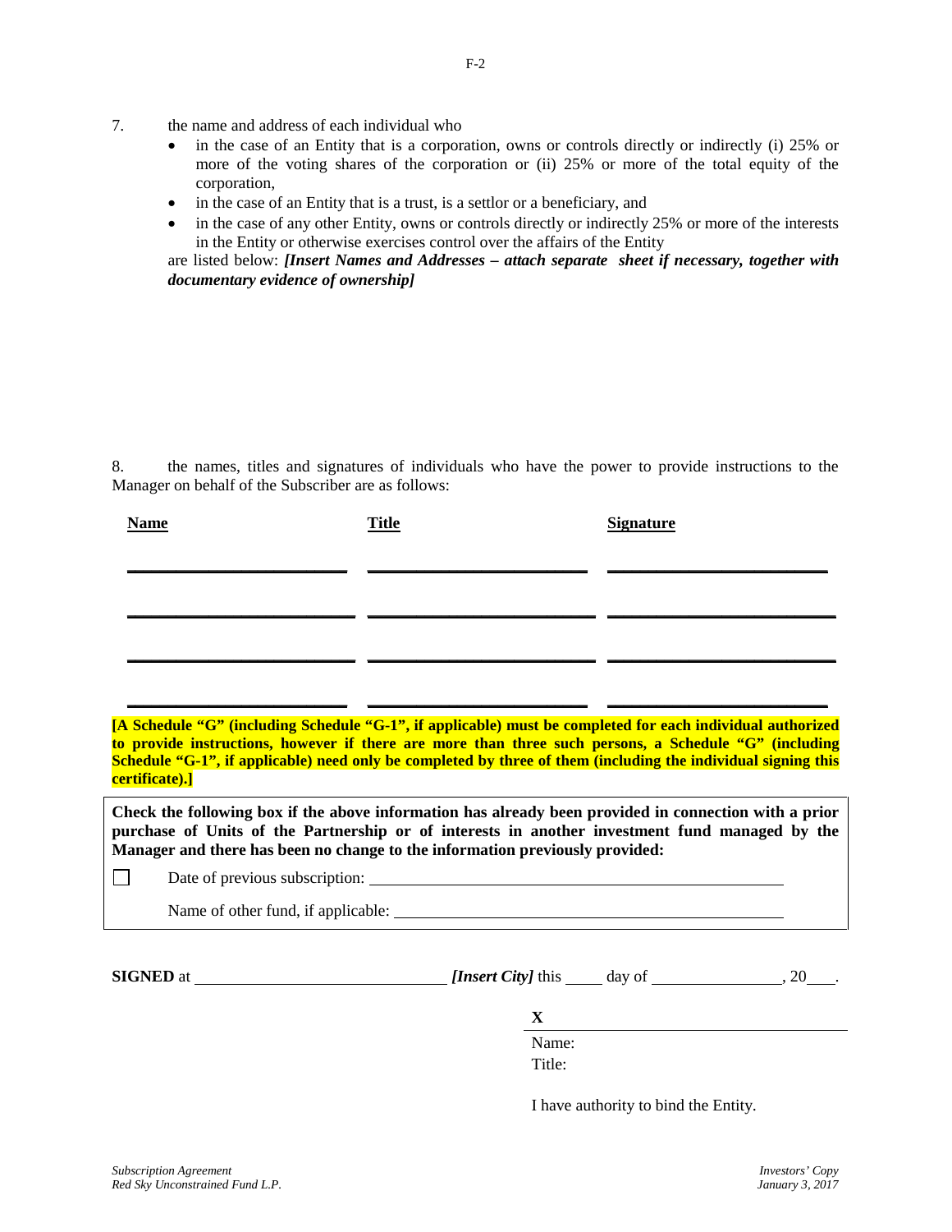7. the name and address of each individual who

- in the case of an Entity that is a corporation, owns or controls directly or indirectly (i) 25% or more of the voting shares of the corporation or (ii) 25% or more of the total equity of the corporation,
- in the case of an Entity that is a trust, is a settlor or a beneficiary, and
- in the case of any other Entity, owns or controls directly or indirectly 25% or more of the interests in the Entity or otherwise exercises control over the affairs of the Entity

are listed below: ***[Insert Names and Addresses – attach separate sheet if necessary, together with documentary evidence of ownership]***

8. the names, titles and signatures of individuals who have the power to provide instructions to the Manager on behalf of the Subscriber are as follows:

| Name | Title | Signature |
|---|---|---|
| ____________________ | ____________________ | ____________________ |
| ____________________ | ____________________ | ____________________ |
| ____________________ | ____________________ | ____________________ |
| ____________________ | ____________________ | ____________________ |

**[A Schedule "G" (including Schedule "G-1", if applicable) must be completed for each individual authorized to provide instructions, however if there are more than three such persons, a Schedule "G" (including Schedule "G-1", if applicable) need only be completed by three of them (including the individual signing this certificate).]**

**Check the following box if the above information has already been provided in connection with a prior purchase of Units of the Partnership or of interests in another investment fund managed by the Manager and there has been no change to the information previously provided:**

☐ Date of previous subscription: ______________________________

Name of other fund, if applicable: ______________________________

**SIGNED** at ______________________ ***[Insert City]*** this ____ day of ______________, 20___.

**X** ______________________________

Name:

Title:

I have authority to bind the Entity.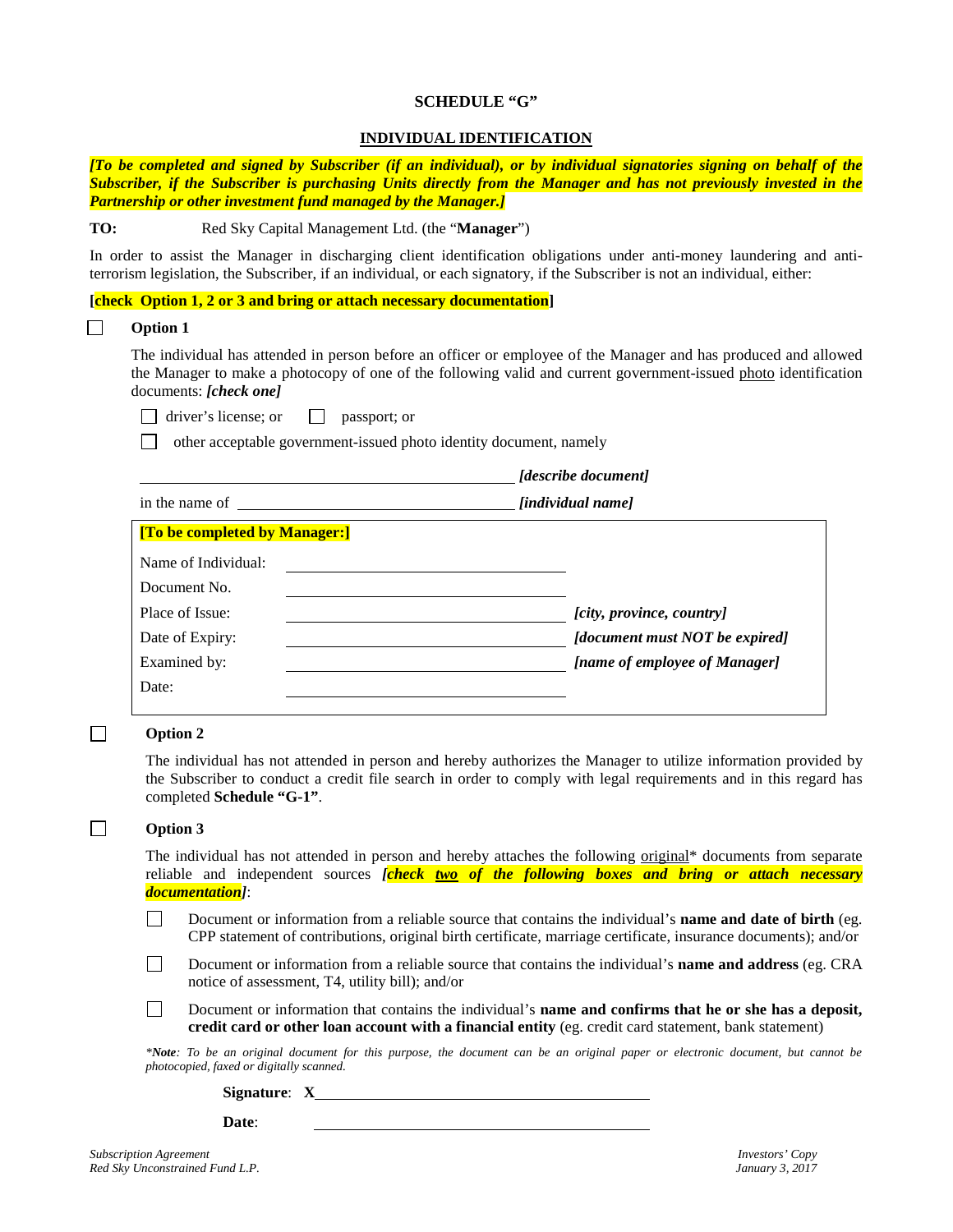## SCHEDULE "G"

## INDIVIDUAL IDENTIFICATION

***[To be completed and signed by Subscriber (if an individual), or by individual signatories signing on behalf of the Subscriber, if the Subscriber is purchasing Units directly from the Manager and has not previously invested in the Partnership or other investment fund managed by the Manager.]***

**TO:** Red Sky Capital Management Ltd. (the "**Manager**")

In order to assist the Manager in discharging client identification obligations under anti-money laundering and anti-terrorism legislation, the Subscriber, if an individual, or each signatory, if the Subscriber is not an individual, either:

**[check Option 1, 2 or 3 and bring or attach necessary documentation]**

☐ **Option 1**

The individual has attended in person before an officer or employee of the Manager and has produced and allowed the Manager to make a photocopy of one of the following valid and current government-issued photo identification documents: ***[check one]***

☐ driver's license; or ☐ passport; or

☐ other acceptable government-issued photo identity document, namely

\_\_\_\_\_\_\_\_\_\_\_\_\_\_\_\_\_\_\_\_\_\_\_\_\_\_\_\_\_\_\_\_\_\_\_\_\_\_\_\_ ***[describe document]***

in the name of \_\_\_\_\_\_\_\_\_\_\_\_\_\_\_\_\_\_\_\_\_\_\_\_\_\_\_\_\_\_\_\_ ***[individual name]***

**[To be completed by Manager:]**

| | | |
|---|---|---|
| Name of Individual: | \_\_\_\_\_\_\_\_\_\_\_\_\_\_\_\_\_\_\_\_ | |
| Document No. | \_\_\_\_\_\_\_\_\_\_\_\_\_\_\_\_\_\_\_\_ | |
| Place of Issue: | \_\_\_\_\_\_\_\_\_\_\_\_\_\_\_\_\_\_\_\_ | ***[city, province, country]*** |
| Date of Expiry: | \_\_\_\_\_\_\_\_\_\_\_\_\_\_\_\_\_\_\_\_ | ***[document must NOT be expired]*** |
| Examined by: | \_\_\_\_\_\_\_\_\_\_\_\_\_\_\_\_\_\_\_\_ | ***[name of employee of Manager]*** |
| Date: | \_\_\_\_\_\_\_\_\_\_\_\_\_\_\_\_\_\_\_\_ | |

☐ **Option 2**

The individual has not attended in person and hereby authorizes the Manager to utilize information provided by the Subscriber to conduct a credit file search in order to comply with legal requirements and in this regard has completed **Schedule "G-1"**.

☐ **Option 3**

The individual has not attended in person and hereby attaches the following original\* documents from separate reliable and independent sources ***[check two of the following boxes and bring or attach necessary documentation]***:

☐ Document or information from a reliable source that contains the individual's **name and date of birth** (eg. CPP statement of contributions, original birth certificate, marriage certificate, insurance documents); and/or

☐ Document or information from a reliable source that contains the individual's **name and address** (eg. CRA notice of assessment, T4, utility bill); and/or

☐ Document or information that contains the individual's **name and confirms that he or she has a deposit, credit card or other loan account with a financial entity** (eg. credit card statement, bank statement)

*\****Note****: To be an original document for this purpose, the document can be an original paper or electronic document, but cannot be photocopied, faxed or digitally scanned.*

**Signature**: **X**\_\_\_\_\_\_\_\_\_\_\_\_\_\_\_\_\_\_\_\_\_\_\_\_\_\_\_\_\_\_

**Date**: \_\_\_\_\_\_\_\_\_\_\_\_\_\_\_\_\_\_\_\_\_\_\_\_\_\_\_\_\_\_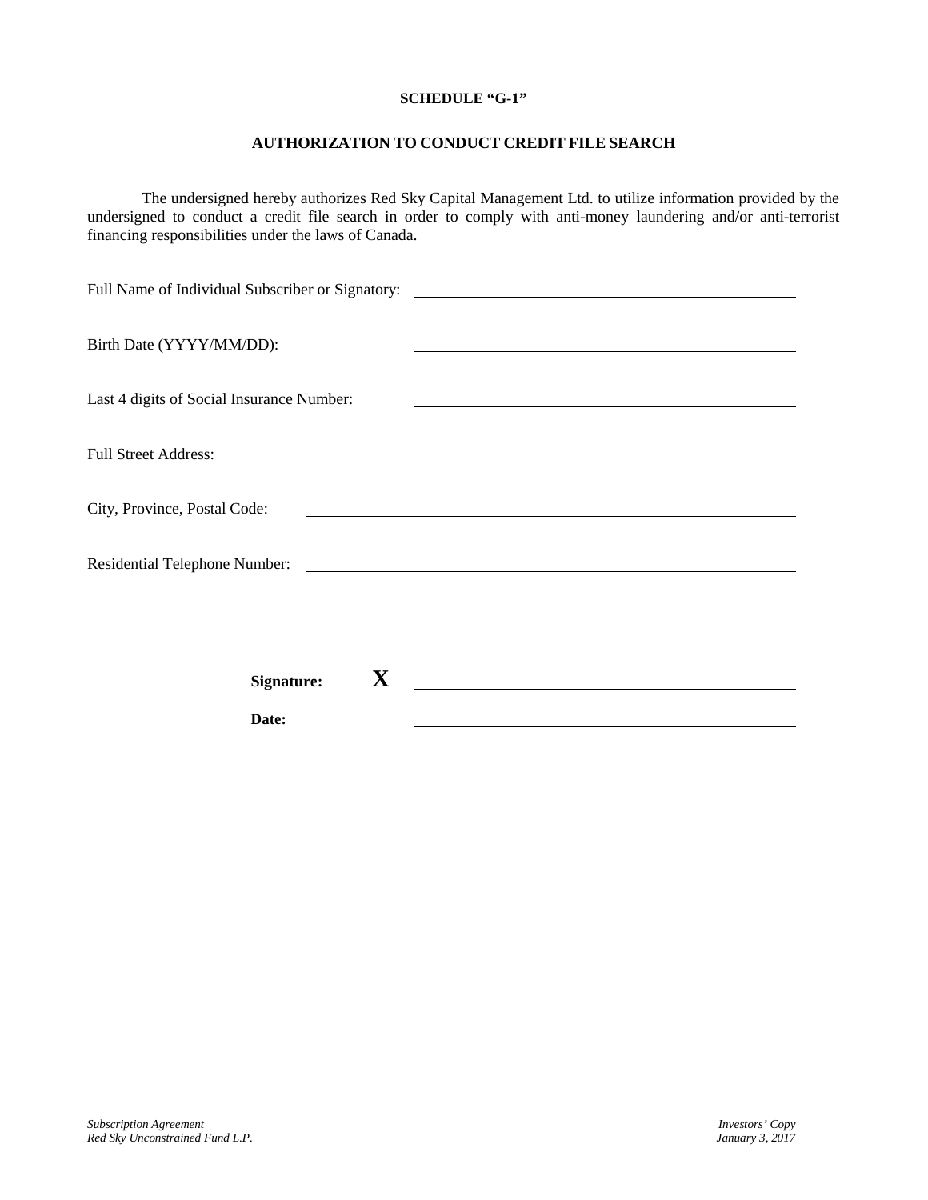**SCHEDULE "G-1"**

**AUTHORIZATION TO CONDUCT CREDIT FILE SEARCH**

The undersigned hereby authorizes Red Sky Capital Management Ltd. to utilize information provided by the undersigned to conduct a credit file search in order to comply with anti-money laundering and/or anti-terrorist financing responsibilities under the laws of Canada.

Full Name of Individual Subscriber or Signatory: ______________________________

Birth Date (YYYY/MM/DD): ______________________________

Last 4 digits of Social Insurance Number: ______________________________

Full Street Address: ______________________________

City, Province, Postal Code: ______________________________

Residential Telephone Number: ______________________________

**Signature:** **X** ______________________________

**Date:** ______________________________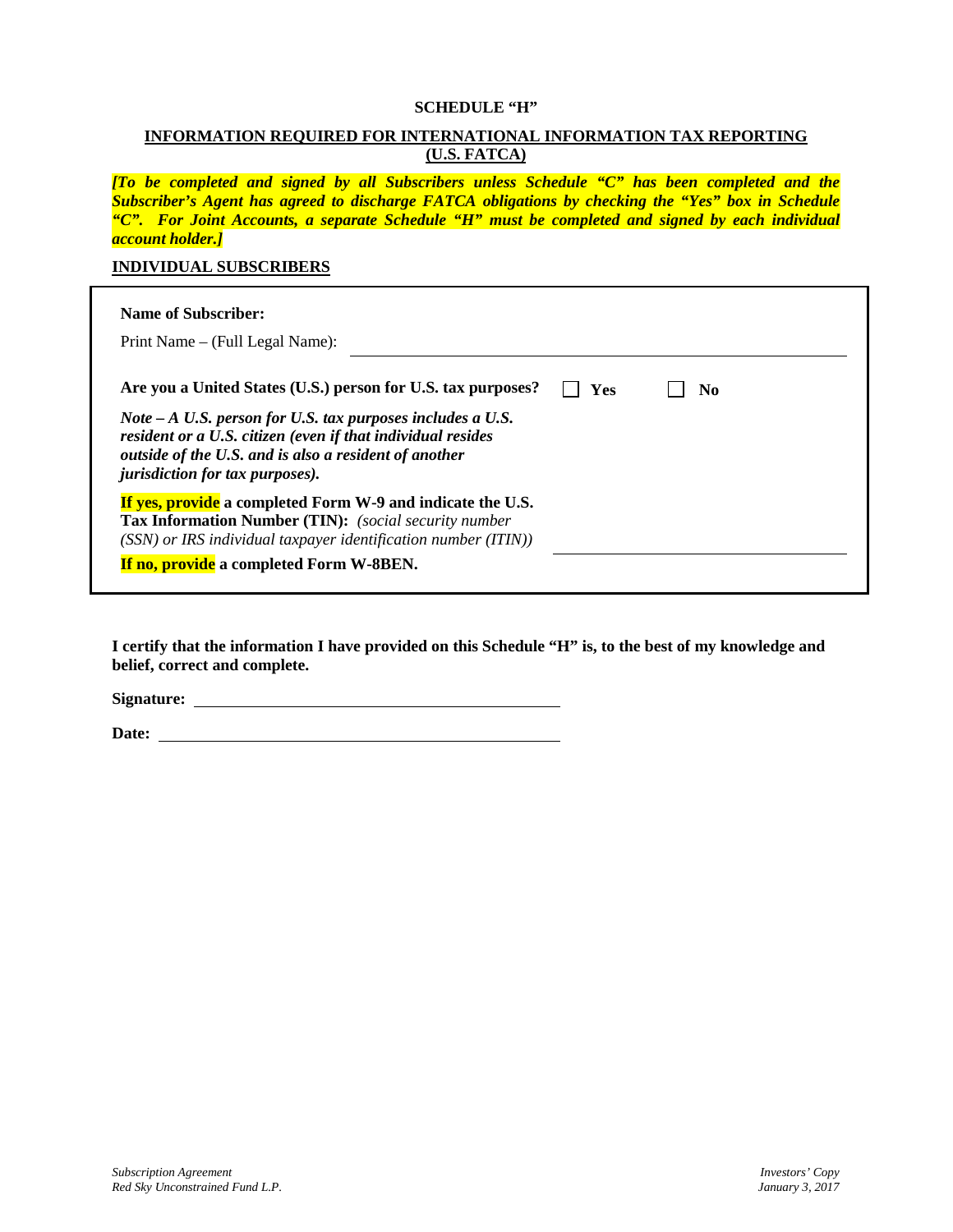**SCHEDULE "H"**

**INFORMATION REQUIRED FOR INTERNATIONAL INFORMATION TAX REPORTING (U.S. FATCA)**

***[To be completed and signed by all Subscribers unless Schedule "C" has been completed and the Subscriber's Agent has agreed to discharge FATCA obligations by checking the "Yes" box in Schedule "C". For Joint Accounts, a separate Schedule "H" must be completed and signed by each individual account holder.]***

**INDIVIDUAL SUBSCRIBERS**

**Name of Subscriber:**

Print Name – (Full Legal Name): ______________________________

**Are you a United States (U.S.) person for U.S. tax purposes?** ☐ **Yes** ☐ **No**

***Note – A U.S. person for U.S. tax purposes includes a U.S. resident or a U.S. citizen (even if that individual resides outside of the U.S. and is also a resident of another jurisdiction for tax purposes).***

**If yes, provide a completed Form W-9 and indicate the U.S. Tax Information Number (TIN):** *(social security number (SSN) or IRS individual taxpayer identification number (ITIN))* ______________________________

**If no, provide a completed Form W-8BEN.**

**I certify that the information I have provided on this Schedule "H" is, to the best of my knowledge and belief, correct and complete.**

**Signature:** ______________________________

**Date:** ______________________________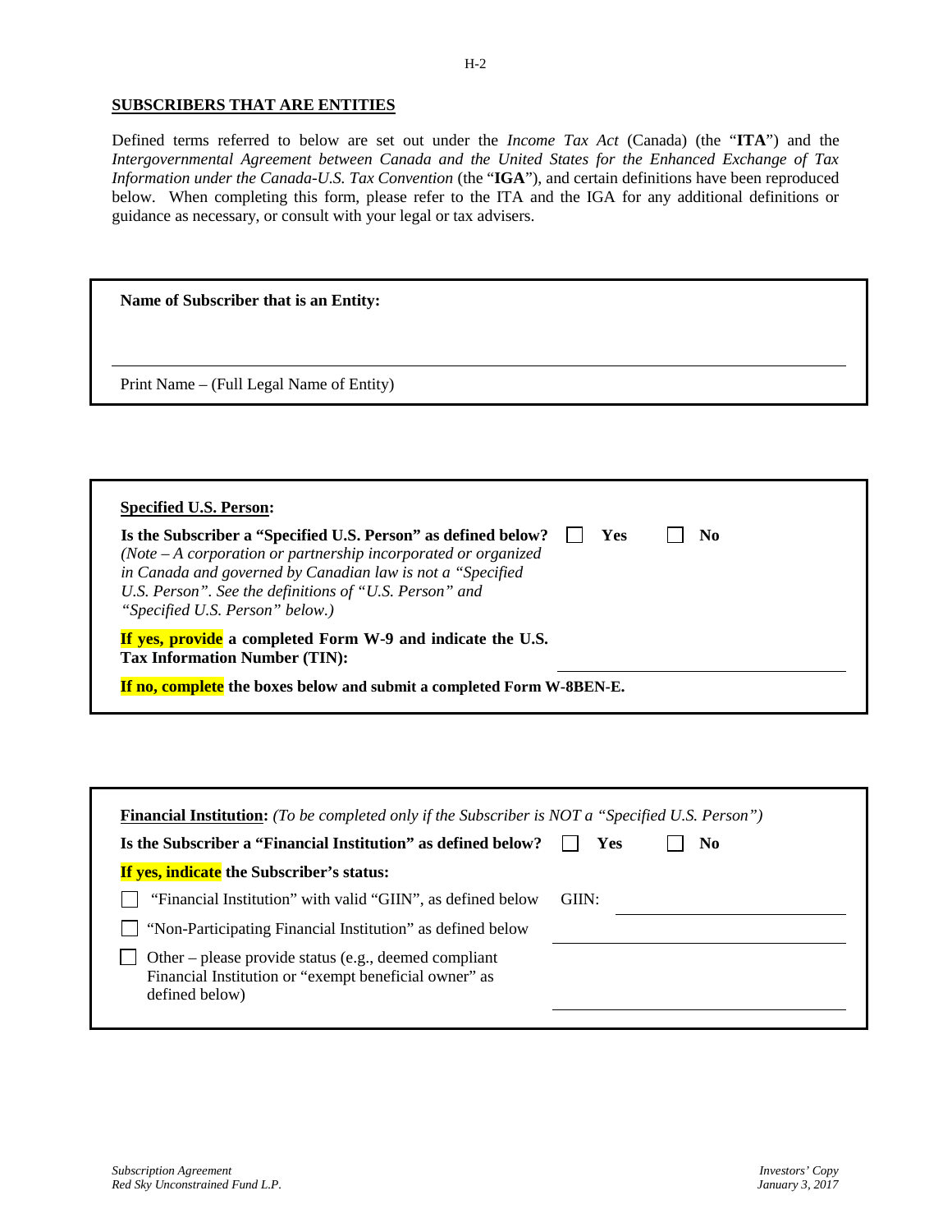**SUBSCRIBERS THAT ARE ENTITIES**

Defined terms referred to below are set out under the *Income Tax Act* (Canada) (the "**ITA**") and the *Intergovernmental Agreement between Canada and the United States for the Enhanced Exchange of Tax Information under the Canada-U.S. Tax Convention* (the "**IGA**"), and certain definitions have been reproduced below. When completing this form, please refer to the ITA and the IGA for any additional definitions or guidance as necessary, or consult with your legal or tax advisers.

**Name of Subscriber that is an Entity:**

\_\_\_\_\_\_\_\_\_\_\_\_\_\_\_\_\_\_\_\_\_\_\_\_\_\_\_\_\_\_\_\_\_\_\_\_\_\_\_\_\_\_\_\_\_\_\_\_

Print Name – (Full Legal Name of Entity)

**Specified U.S. Person:**

**Is the Subscriber a "Specified U.S. Person" as defined below?** ☐ **Yes** ☐ **No**

*(Note – A corporation or partnership incorporated or organized in Canada and governed by Canadian law is not a "Specified U.S. Person". See the definitions of "U.S. Person" and "Specified U.S. Person" below.)*

**If yes, provide a completed Form W-9 and indicate the U.S. Tax Information Number (TIN):** \_\_\_\_\_\_\_\_\_\_\_\_\_\_\_\_\_\_\_\_

**If no, complete the boxes below and submit a completed Form W-8BEN-E.**

**Financial Institution:** *(To be completed only if the Subscriber is NOT a "Specified U.S. Person")*

**Is the Subscriber a "Financial Institution" as defined below?** ☐ **Yes** ☐ **No**

**If yes, indicate the Subscriber's status:**

☐ "Financial Institution" with valid "GIIN", as defined below GIIN: \_\_\_\_\_\_\_\_\_\_\_\_\_\_\_\_\_\_\_\_

☐ "Non-Participating Financial Institution" as defined below \_\_\_\_\_\_\_\_\_\_\_\_\_\_\_\_\_\_\_\_

☐ Other – please provide status (e.g., deemed compliant Financial Institution or "exempt beneficial owner" as defined below) \_\_\_\_\_\_\_\_\_\_\_\_\_\_\_\_\_\_\_\_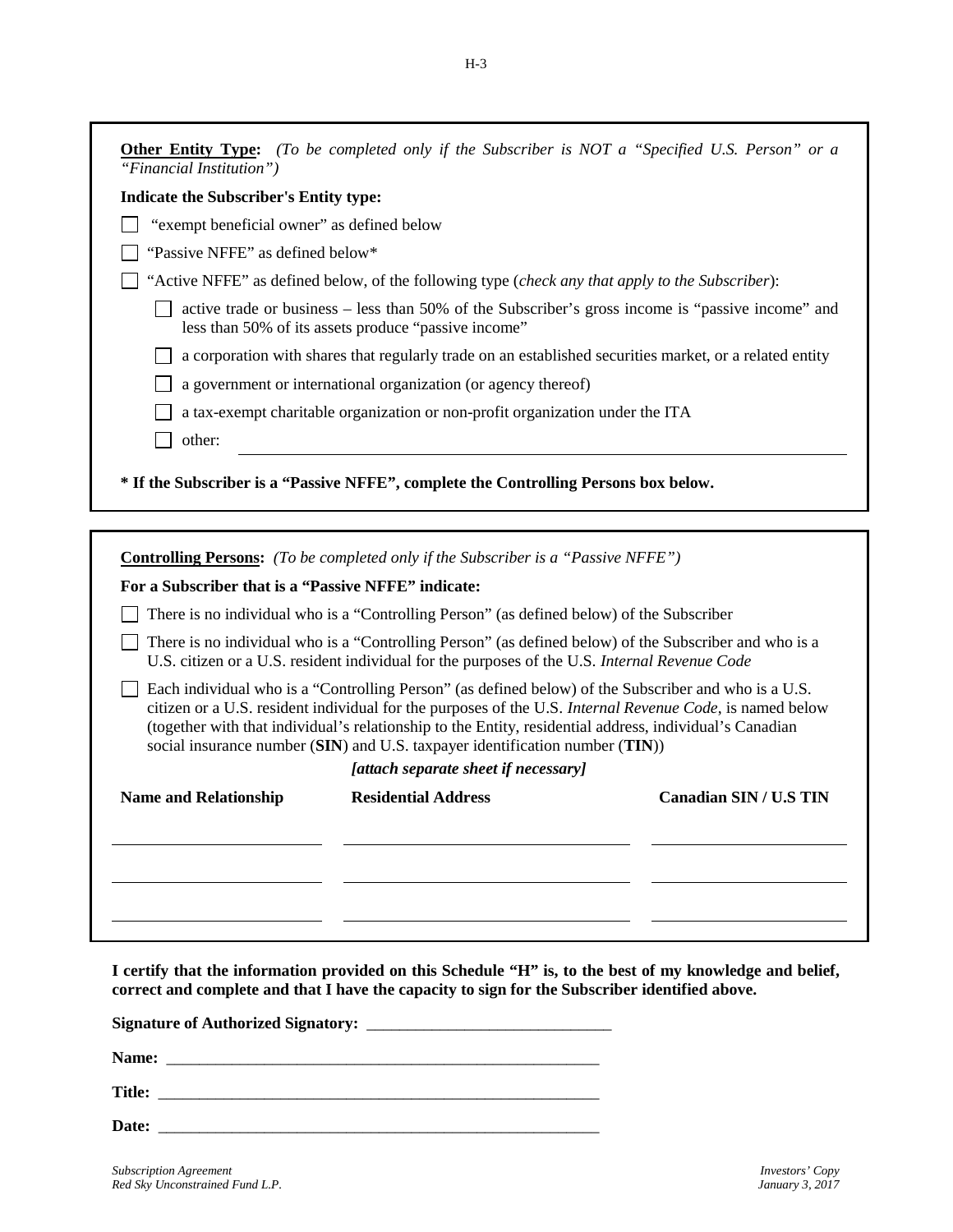**Other Entity Type:** *(To be completed only if the Subscriber is NOT a "Specified U.S. Person" or a "Financial Institution")*

**Indicate the Subscriber's Entity type:**

☐ "exempt beneficial owner" as defined below

☐ "Passive NFFE" as defined below*

☐ "Active NFFE" as defined below, of the following type (*check any that apply to the Subscriber*):

- ☐ active trade or business – less than 50% of the Subscriber's gross income is "passive income" and less than 50% of its assets produce "passive income"
- ☐ a corporation with shares that regularly trade on an established securities market, or a related entity
- ☐ a government or international organization (or agency thereof)
- ☐ a tax-exempt charitable organization or non-profit organization under the ITA
- ☐ other: ______________________________

**\* If the Subscriber is a "Passive NFFE", complete the Controlling Persons box below.**

**Controlling Persons:** *(To be completed only if the Subscriber is a "Passive NFFE")*

**For a Subscriber that is a "Passive NFFE" indicate:**

☐ There is no individual who is a "Controlling Person" (as defined below) of the Subscriber

☐ There is no individual who is a "Controlling Person" (as defined below) of the Subscriber and who is a U.S. citizen or a U.S. resident individual for the purposes of the U.S. *Internal Revenue Code*

☐ Each individual who is a "Controlling Person" (as defined below) of the Subscriber and who is a U.S. citizen or a U.S. resident individual for the purposes of the U.S. *Internal Revenue Code*, is named below (together with that individual's relationship to the Entity, residential address, individual's Canadian social insurance number (**SIN**) and U.S. taxpayer identification number (**TIN**))

***[attach separate sheet if necessary]***

| Name and Relationship | Residential Address | Canadian SIN / U.S TIN |
|---|---|---|
| | | |
| | | |
| | | |

**I certify that the information provided on this Schedule "H" is, to the best of my knowledge and belief, correct and complete and that I have the capacity to sign for the Subscriber identified above.**

**Signature of Authorized Signatory:** ______________________________

**Name:** ______________________________

**Title:** ______________________________

**Date:** ______________________________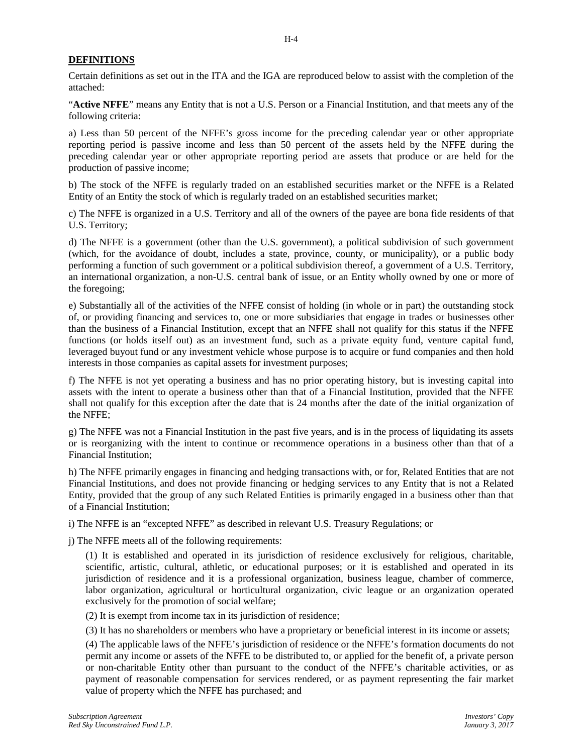## DEFINITIONS

Certain definitions as set out in the ITA and the IGA are reproduced below to assist with the completion of the attached:

"**Active NFFE**" means any Entity that is not a U.S. Person or a Financial Institution, and that meets any of the following criteria:

a) Less than 50 percent of the NFFE's gross income for the preceding calendar year or other appropriate reporting period is passive income and less than 50 percent of the assets held by the NFFE during the preceding calendar year or other appropriate reporting period are assets that produce or are held for the production of passive income;

b) The stock of the NFFE is regularly traded on an established securities market or the NFFE is a Related Entity of an Entity the stock of which is regularly traded on an established securities market;

c) The NFFE is organized in a U.S. Territory and all of the owners of the payee are bona fide residents of that U.S. Territory;

d) The NFFE is a government (other than the U.S. government), a political subdivision of such government (which, for the avoidance of doubt, includes a state, province, county, or municipality), or a public body performing a function of such government or a political subdivision thereof, a government of a U.S. Territory, an international organization, a non-U.S. central bank of issue, or an Entity wholly owned by one or more of the foregoing;

e) Substantially all of the activities of the NFFE consist of holding (in whole or in part) the outstanding stock of, or providing financing and services to, one or more subsidiaries that engage in trades or businesses other than the business of a Financial Institution, except that an NFFE shall not qualify for this status if the NFFE functions (or holds itself out) as an investment fund, such as a private equity fund, venture capital fund, leveraged buyout fund or any investment vehicle whose purpose is to acquire or fund companies and then hold interests in those companies as capital assets for investment purposes;

f) The NFFE is not yet operating a business and has no prior operating history, but is investing capital into assets with the intent to operate a business other than that of a Financial Institution, provided that the NFFE shall not qualify for this exception after the date that is 24 months after the date of the initial organization of the NFFE;

g) The NFFE was not a Financial Institution in the past five years, and is in the process of liquidating its assets or is reorganizing with the intent to continue or recommence operations in a business other than that of a Financial Institution;

h) The NFFE primarily engages in financing and hedging transactions with, or for, Related Entities that are not Financial Institutions, and does not provide financing or hedging services to any Entity that is not a Related Entity, provided that the group of any such Related Entities is primarily engaged in a business other than that of a Financial Institution;

i) The NFFE is an "excepted NFFE" as described in relevant U.S. Treasury Regulations; or

j) The NFFE meets all of the following requirements:

(1) It is established and operated in its jurisdiction of residence exclusively for religious, charitable, scientific, artistic, cultural, athletic, or educational purposes; or it is established and operated in its jurisdiction of residence and it is a professional organization, business league, chamber of commerce, labor organization, agricultural or horticultural organization, civic league or an organization operated exclusively for the promotion of social welfare;

(2) It is exempt from income tax in its jurisdiction of residence;

(3) It has no shareholders or members who have a proprietary or beneficial interest in its income or assets;

(4) The applicable laws of the NFFE's jurisdiction of residence or the NFFE's formation documents do not permit any income or assets of the NFFE to be distributed to, or applied for the benefit of, a private person or non-charitable Entity other than pursuant to the conduct of the NFFE's charitable activities, or as payment of reasonable compensation for services rendered, or as payment representing the fair market value of property which the NFFE has purchased; and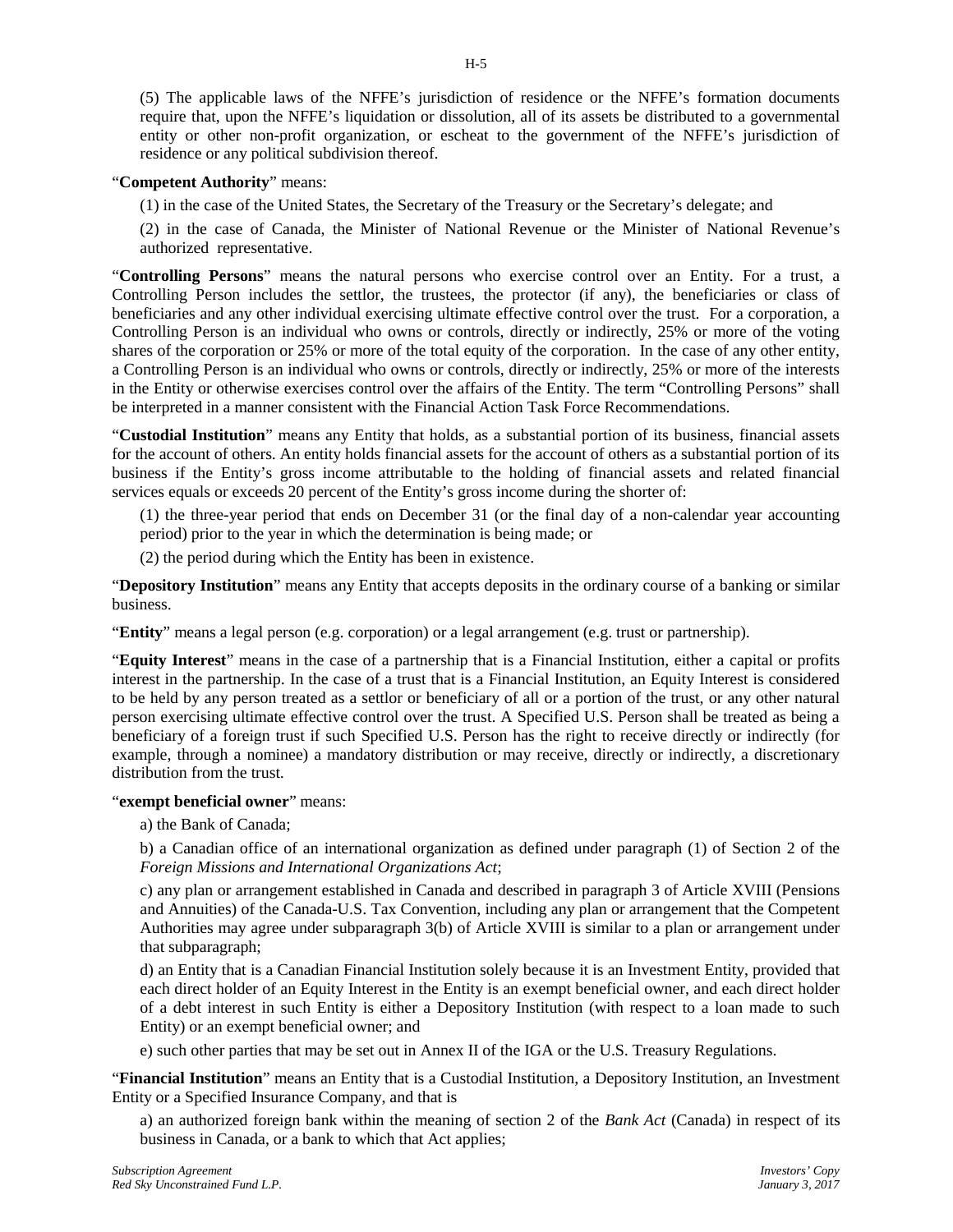(5) The applicable laws of the NFFE's jurisdiction of residence or the NFFE's formation documents require that, upon the NFFE's liquidation or dissolution, all of its assets be distributed to a governmental entity or other non-profit organization, or escheat to the government of the NFFE's jurisdiction of residence or any political subdivision thereof.

"**Competent Authority**" means:

(1) in the case of the United States, the Secretary of the Treasury or the Secretary's delegate; and

(2) in the case of Canada, the Minister of National Revenue or the Minister of National Revenue's authorized representative.

"**Controlling Persons**" means the natural persons who exercise control over an Entity. For a trust, a Controlling Person includes the settlor, the trustees, the protector (if any), the beneficiaries or class of beneficiaries and any other individual exercising ultimate effective control over the trust. For a corporation, a Controlling Person is an individual who owns or controls, directly or indirectly, 25% or more of the voting shares of the corporation or 25% or more of the total equity of the corporation. In the case of any other entity, a Controlling Person is an individual who owns or controls, directly or indirectly, 25% or more of the interests in the Entity or otherwise exercises control over the affairs of the Entity. The term "Controlling Persons" shall be interpreted in a manner consistent with the Financial Action Task Force Recommendations.

"**Custodial Institution**" means any Entity that holds, as a substantial portion of its business, financial assets for the account of others. An entity holds financial assets for the account of others as a substantial portion of its business if the Entity's gross income attributable to the holding of financial assets and related financial services equals or exceeds 20 percent of the Entity's gross income during the shorter of:

(1) the three-year period that ends on December 31 (or the final day of a non-calendar year accounting period) prior to the year in which the determination is being made; or

(2) the period during which the Entity has been in existence.

"**Depository Institution**" means any Entity that accepts deposits in the ordinary course of a banking or similar business.

"**Entity**" means a legal person (e.g. corporation) or a legal arrangement (e.g. trust or partnership).

"**Equity Interest**" means in the case of a partnership that is a Financial Institution, either a capital or profits interest in the partnership. In the case of a trust that is a Financial Institution, an Equity Interest is considered to be held by any person treated as a settlor or beneficiary of all or a portion of the trust, or any other natural person exercising ultimate effective control over the trust. A Specified U.S. Person shall be treated as being a beneficiary of a foreign trust if such Specified U.S. Person has the right to receive directly or indirectly (for example, through a nominee) a mandatory distribution or may receive, directly or indirectly, a discretionary distribution from the trust.

"**exempt beneficial owner**" means:

a) the Bank of Canada;

b) a Canadian office of an international organization as defined under paragraph (1) of Section 2 of the *Foreign Missions and International Organizations Act*;

c) any plan or arrangement established in Canada and described in paragraph 3 of Article XVIII (Pensions and Annuities) of the Canada-U.S. Tax Convention, including any plan or arrangement that the Competent Authorities may agree under subparagraph 3(b) of Article XVIII is similar to a plan or arrangement under that subparagraph;

d) an Entity that is a Canadian Financial Institution solely because it is an Investment Entity, provided that each direct holder of an Equity Interest in the Entity is an exempt beneficial owner, and each direct holder of a debt interest in such Entity is either a Depository Institution (with respect to a loan made to such Entity) or an exempt beneficial owner; and

e) such other parties that may be set out in Annex II of the IGA or the U.S. Treasury Regulations.

"**Financial Institution**" means an Entity that is a Custodial Institution, a Depository Institution, an Investment Entity or a Specified Insurance Company, and that is

a) an authorized foreign bank within the meaning of section 2 of the *Bank Act* (Canada) in respect of its business in Canada, or a bank to which that Act applies;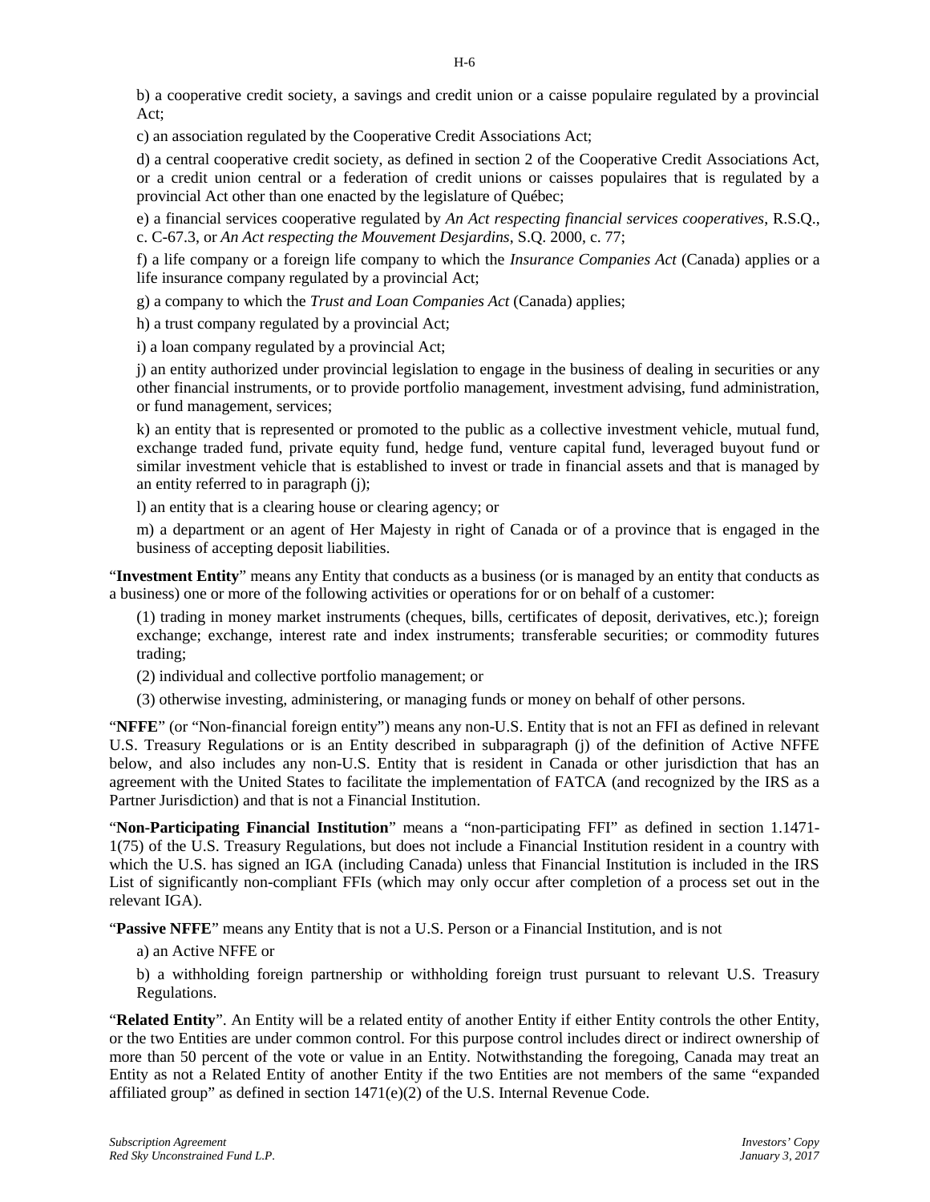b) a cooperative credit society, a savings and credit union or a caisse populaire regulated by a provincial Act;

c) an association regulated by the Cooperative Credit Associations Act;

d) a central cooperative credit society, as defined in section 2 of the Cooperative Credit Associations Act, or a credit union central or a federation of credit unions or caisses populaires that is regulated by a provincial Act other than one enacted by the legislature of Québec;

e) a financial services cooperative regulated by *An Act respecting financial services cooperatives*, R.S.Q., c. C-67.3, or *An Act respecting the Mouvement Desjardins*, S.Q. 2000, c. 77;

f) a life company or a foreign life company to which the *Insurance Companies Act* (Canada) applies or a life insurance company regulated by a provincial Act;

g) a company to which the *Trust and Loan Companies Act* (Canada) applies;

h) a trust company regulated by a provincial Act;

i) a loan company regulated by a provincial Act;

j) an entity authorized under provincial legislation to engage in the business of dealing in securities or any other financial instruments, or to provide portfolio management, investment advising, fund administration, or fund management, services;

k) an entity that is represented or promoted to the public as a collective investment vehicle, mutual fund, exchange traded fund, private equity fund, hedge fund, venture capital fund, leveraged buyout fund or similar investment vehicle that is established to invest or trade in financial assets and that is managed by an entity referred to in paragraph (j);

l) an entity that is a clearing house or clearing agency; or

m) a department or an agent of Her Majesty in right of Canada or of a province that is engaged in the business of accepting deposit liabilities.

"**Investment Entity**" means any Entity that conducts as a business (or is managed by an entity that conducts as a business) one or more of the following activities or operations for or on behalf of a customer:

(1) trading in money market instruments (cheques, bills, certificates of deposit, derivatives, etc.); foreign exchange; exchange, interest rate and index instruments; transferable securities; or commodity futures trading;

(2) individual and collective portfolio management; or

(3) otherwise investing, administering, or managing funds or money on behalf of other persons.

"**NFFE**" (or "Non-financial foreign entity") means any non-U.S. Entity that is not an FFI as defined in relevant U.S. Treasury Regulations or is an Entity described in subparagraph (j) of the definition of Active NFFE below, and also includes any non-U.S. Entity that is resident in Canada or other jurisdiction that has an agreement with the United States to facilitate the implementation of FATCA (and recognized by the IRS as a Partner Jurisdiction) and that is not a Financial Institution.

"**Non-Participating Financial Institution**" means a "non-participating FFI" as defined in section 1.1471-1(75) of the U.S. Treasury Regulations, but does not include a Financial Institution resident in a country with which the U.S. has signed an IGA (including Canada) unless that Financial Institution is included in the IRS List of significantly non-compliant FFIs (which may only occur after completion of a process set out in the relevant IGA).

"**Passive NFFE**" means any Entity that is not a U.S. Person or a Financial Institution, and is not

a) an Active NFFE or

b) a withholding foreign partnership or withholding foreign trust pursuant to relevant U.S. Treasury Regulations.

"**Related Entity**". An Entity will be a related entity of another Entity if either Entity controls the other Entity, or the two Entities are under common control. For this purpose control includes direct or indirect ownership of more than 50 percent of the vote or value in an Entity. Notwithstanding the foregoing, Canada may treat an Entity as not a Related Entity of another Entity if the two Entities are not members of the same "expanded affiliated group" as defined in section 1471(e)(2) of the U.S. Internal Revenue Code.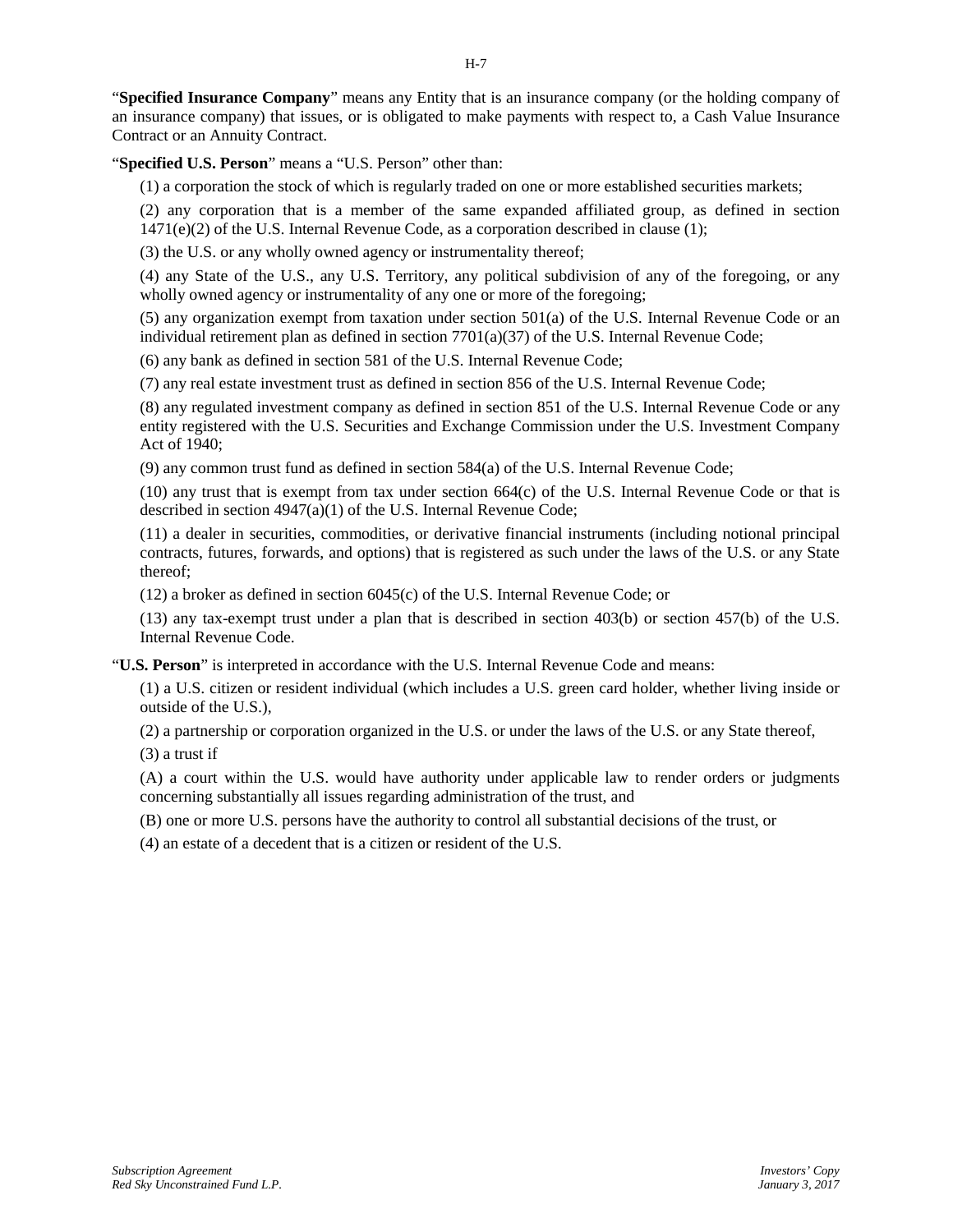"**Specified Insurance Company**" means any Entity that is an insurance company (or the holding company of an insurance company) that issues, or is obligated to make payments with respect to, a Cash Value Insurance Contract or an Annuity Contract.

"**Specified U.S. Person**" means a "U.S. Person" other than:

(1) a corporation the stock of which is regularly traded on one or more established securities markets;

(2) any corporation that is a member of the same expanded affiliated group, as defined in section 1471(e)(2) of the U.S. Internal Revenue Code, as a corporation described in clause (1);

(3) the U.S. or any wholly owned agency or instrumentality thereof;

(4) any State of the U.S., any U.S. Territory, any political subdivision of any of the foregoing, or any wholly owned agency or instrumentality of any one or more of the foregoing;

(5) any organization exempt from taxation under section 501(a) of the U.S. Internal Revenue Code or an individual retirement plan as defined in section 7701(a)(37) of the U.S. Internal Revenue Code;

(6) any bank as defined in section 581 of the U.S. Internal Revenue Code;

(7) any real estate investment trust as defined in section 856 of the U.S. Internal Revenue Code;

(8) any regulated investment company as defined in section 851 of the U.S. Internal Revenue Code or any entity registered with the U.S. Securities and Exchange Commission under the U.S. Investment Company Act of 1940;

(9) any common trust fund as defined in section 584(a) of the U.S. Internal Revenue Code;

(10) any trust that is exempt from tax under section 664(c) of the U.S. Internal Revenue Code or that is described in section 4947(a)(1) of the U.S. Internal Revenue Code;

(11) a dealer in securities, commodities, or derivative financial instruments (including notional principal contracts, futures, forwards, and options) that is registered as such under the laws of the U.S. or any State thereof;

(12) a broker as defined in section 6045(c) of the U.S. Internal Revenue Code; or

(13) any tax-exempt trust under a plan that is described in section 403(b) or section 457(b) of the U.S. Internal Revenue Code.

"**U.S. Person**" is interpreted in accordance with the U.S. Internal Revenue Code and means:

(1) a U.S. citizen or resident individual (which includes a U.S. green card holder, whether living inside or outside of the U.S.),

(2) a partnership or corporation organized in the U.S. or under the laws of the U.S. or any State thereof,

(3) a trust if

(A) a court within the U.S. would have authority under applicable law to render orders or judgments concerning substantially all issues regarding administration of the trust, and

(B) one or more U.S. persons have the authority to control all substantial decisions of the trust, or

(4) an estate of a decedent that is a citizen or resident of the U.S.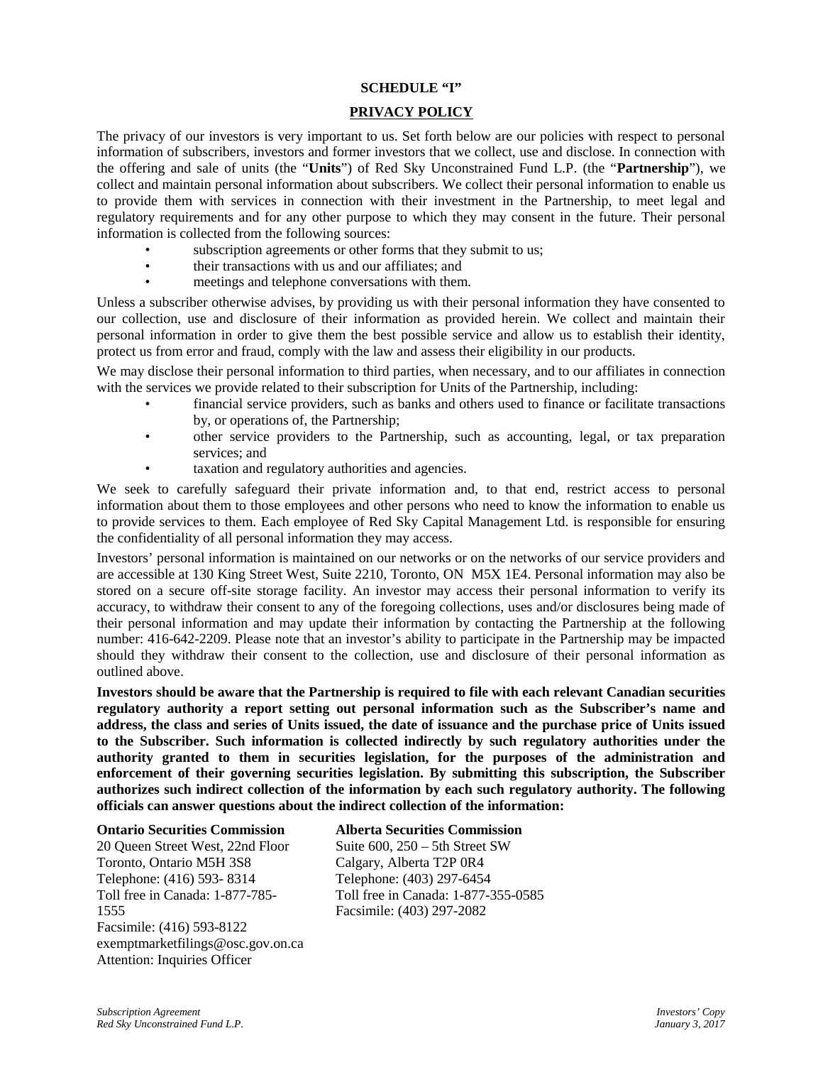## SCHEDULE "I"

## PRIVACY POLICY

The privacy of our investors is very important to us. Set forth below are our policies with respect to personal information of subscribers, investors and former investors that we collect, use and disclose. In connection with the offering and sale of units (the "**Units**") of Red Sky Unconstrained Fund L.P. (the "**Partnership**"), we collect and maintain personal information about subscribers. We collect their personal information to enable us to provide them with services in connection with their investment in the Partnership, to meet legal and regulatory requirements and for any other purpose to which they may consent in the future. Their personal information is collected from the following sources:

- subscription agreements or other forms that they submit to us;
- their transactions with us and our affiliates; and
- meetings and telephone conversations with them.

Unless a subscriber otherwise advises, by providing us with their personal information they have consented to our collection, use and disclosure of their information as provided herein. We collect and maintain their personal information in order to give them the best possible service and allow us to establish their identity, protect us from error and fraud, comply with the law and assess their eligibility in our products.

We may disclose their personal information to third parties, when necessary, and to our affiliates in connection with the services we provide related to their subscription for Units of the Partnership, including:

- financial service providers, such as banks and others used to finance or facilitate transactions by, or operations of, the Partnership;
- other service providers to the Partnership, such as accounting, legal, or tax preparation services; and
- taxation and regulatory authorities and agencies.

We seek to carefully safeguard their private information and, to that end, restrict access to personal information about them to those employees and other persons who need to know the information to enable us to provide services to them. Each employee of Red Sky Capital Management Ltd. is responsible for ensuring the confidentiality of all personal information they may access.

Investors' personal information is maintained on our networks or on the networks of our service providers and are accessible at 130 King Street West, Suite 2210, Toronto, ON M5X 1E4. Personal information may also be stored on a secure off-site storage facility. An investor may access their personal information to verify its accuracy, to withdraw their consent to any of the foregoing collections, uses and/or disclosures being made of their personal information and may update their information by contacting the Partnership at the following number: 416-642-2209. Please note that an investor's ability to participate in the Partnership may be impacted should they withdraw their consent to the collection, use and disclosure of their personal information as outlined above.

**Investors should be aware that the Partnership is required to file with each relevant Canadian securities regulatory authority a report setting out personal information such as the Subscriber's name and address, the class and series of Units issued, the date of issuance and the purchase price of Units issued to the Subscriber. Such information is collected indirectly by such regulatory authorities under the authority granted to them in securities legislation, for the purposes of the administration and enforcement of their governing securities legislation. By submitting this subscription, the Subscriber authorizes such indirect collection of the information by each such regulatory authority. The following officials can answer questions about the indirect collection of the information:**

**Ontario Securities Commission**
20 Queen Street West, 22nd Floor
Toronto, Ontario M5H 3S8
Telephone: (416) 593- 8314
Toll free in Canada: 1-877-785-1555
Facsimile: (416) 593-8122
exemptmarketfilings@osc.gov.on.ca
Attention: Inquiries Officer

**Alberta Securities Commission**
Suite 600, 250 – 5th Street SW
Calgary, Alberta T2P 0R4
Telephone: (403) 297-6454
Toll free in Canada: 1-877-355-0585
Facsimile: (403) 297-2082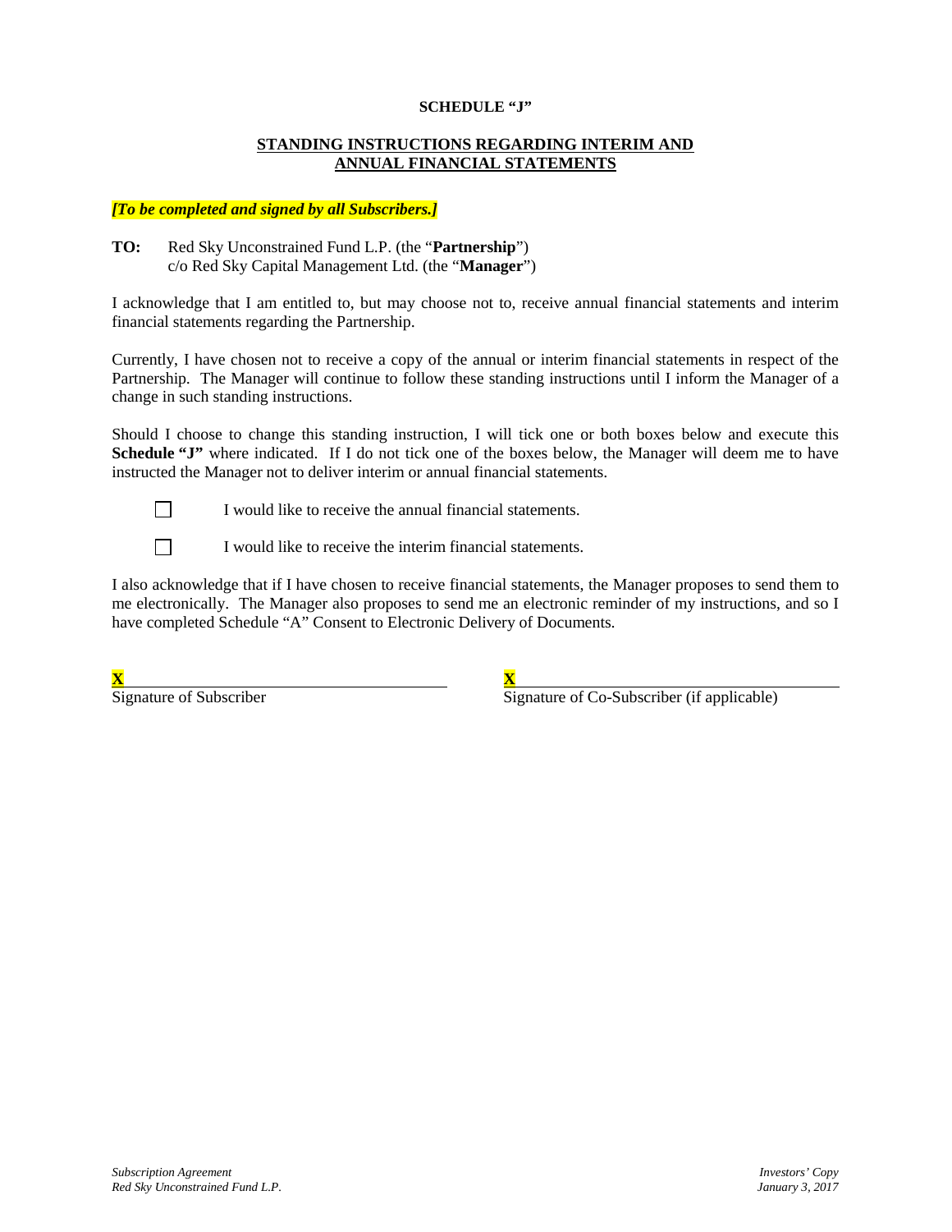**SCHEDULE "J"**

**STANDING INSTRUCTIONS REGARDING INTERIM AND ANNUAL FINANCIAL STATEMENTS**

***[To be completed and signed by all Subscribers.]***

**TO:** Red Sky Unconstrained Fund L.P. (the "**Partnership**")
c/o Red Sky Capital Management Ltd. (the "**Manager**")

I acknowledge that I am entitled to, but may choose not to, receive annual financial statements and interim financial statements regarding the Partnership.

Currently, I have chosen not to receive a copy of the annual or interim financial statements in respect of the Partnership. The Manager will continue to follow these standing instructions until I inform the Manager of a change in such standing instructions.

Should I choose to change this standing instruction, I will tick one or both boxes below and execute this **Schedule "J"** where indicated. If I do not tick one of the boxes below, the Manager will deem me to have instructed the Manager not to deliver interim or annual financial statements.

☐ I would like to receive the annual financial statements.

☐ I would like to receive the interim financial statements.

I also acknowledge that if I have chosen to receive financial statements, the Manager proposes to send them to me electronically. The Manager also proposes to send me an electronic reminder of my instructions, and so I have completed Schedule "A" Consent to Electronic Delivery of Documents.

**X**\_\_\_\_\_\_\_\_\_\_\_\_\_\_\_\_\_\_\_\_\_\_\_\_\_\_\_\_\_\_
Signature of Subscriber

**X**\_\_\_\_\_\_\_\_\_\_\_\_\_\_\_\_\_\_\_\_\_\_\_\_\_\_\_\_\_\_
Signature of Co-Subscriber (if applicable)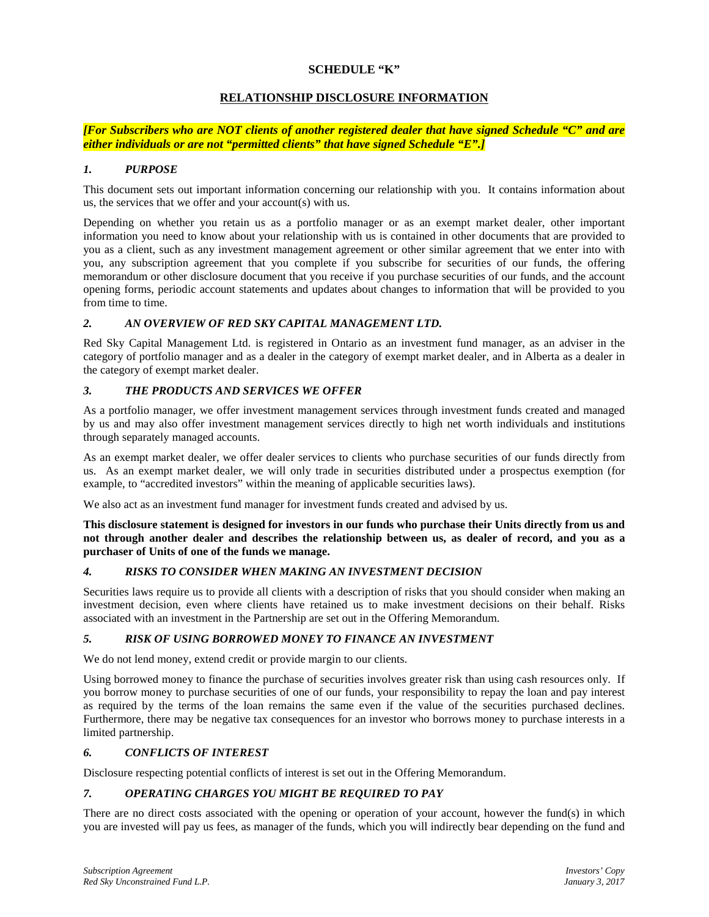**SCHEDULE "K"**

**RELATIONSHIP DISCLOSURE INFORMATION**

***[For Subscribers who are NOT clients of another registered dealer that have signed Schedule "C" and are either individuals or are not "permitted clients" that have signed Schedule "E".]***

### *1. PURPOSE*

This document sets out important information concerning our relationship with you. It contains information about us, the services that we offer and your account(s) with us.

Depending on whether you retain us as a portfolio manager or as an exempt market dealer, other important information you need to know about your relationship with us is contained in other documents that are provided to you as a client, such as any investment management agreement or other similar agreement that we enter into with you, any subscription agreement that you complete if you subscribe for securities of our funds, the offering memorandum or other disclosure document that you receive if you purchase securities of our funds, and the account opening forms, periodic account statements and updates about changes to information that will be provided to you from time to time.

### *2. AN OVERVIEW OF RED SKY CAPITAL MANAGEMENT LTD.*

Red Sky Capital Management Ltd. is registered in Ontario as an investment fund manager, as an adviser in the category of portfolio manager and as a dealer in the category of exempt market dealer, and in Alberta as a dealer in the category of exempt market dealer.

### *3. THE PRODUCTS AND SERVICES WE OFFER*

As a portfolio manager, we offer investment management services through investment funds created and managed by us and may also offer investment management services directly to high net worth individuals and institutions through separately managed accounts.

As an exempt market dealer, we offer dealer services to clients who purchase securities of our funds directly from us. As an exempt market dealer, we will only trade in securities distributed under a prospectus exemption (for example, to "accredited investors" within the meaning of applicable securities laws).

We also act as an investment fund manager for investment funds created and advised by us.

**This disclosure statement is designed for investors in our funds who purchase their Units directly from us and not through another dealer and describes the relationship between us, as dealer of record, and you as a purchaser of Units of one of the funds we manage.**

### *4. RISKS TO CONSIDER WHEN MAKING AN INVESTMENT DECISION*

Securities laws require us to provide all clients with a description of risks that you should consider when making an investment decision, even where clients have retained us to make investment decisions on their behalf. Risks associated with an investment in the Partnership are set out in the Offering Memorandum.

### *5. RISK OF USING BORROWED MONEY TO FINANCE AN INVESTMENT*

We do not lend money, extend credit or provide margin to our clients.

Using borrowed money to finance the purchase of securities involves greater risk than using cash resources only. If you borrow money to purchase securities of one of our funds, your responsibility to repay the loan and pay interest as required by the terms of the loan remains the same even if the value of the securities purchased declines. Furthermore, there may be negative tax consequences for an investor who borrows money to purchase interests in a limited partnership.

### *6. CONFLICTS OF INTEREST*

Disclosure respecting potential conflicts of interest is set out in the Offering Memorandum.

### *7. OPERATING CHARGES YOU MIGHT BE REQUIRED TO PAY*

There are no direct costs associated with the opening or operation of your account, however the fund(s) in which you are invested will pay us fees, as manager of the funds, which you will indirectly bear depending on the fund and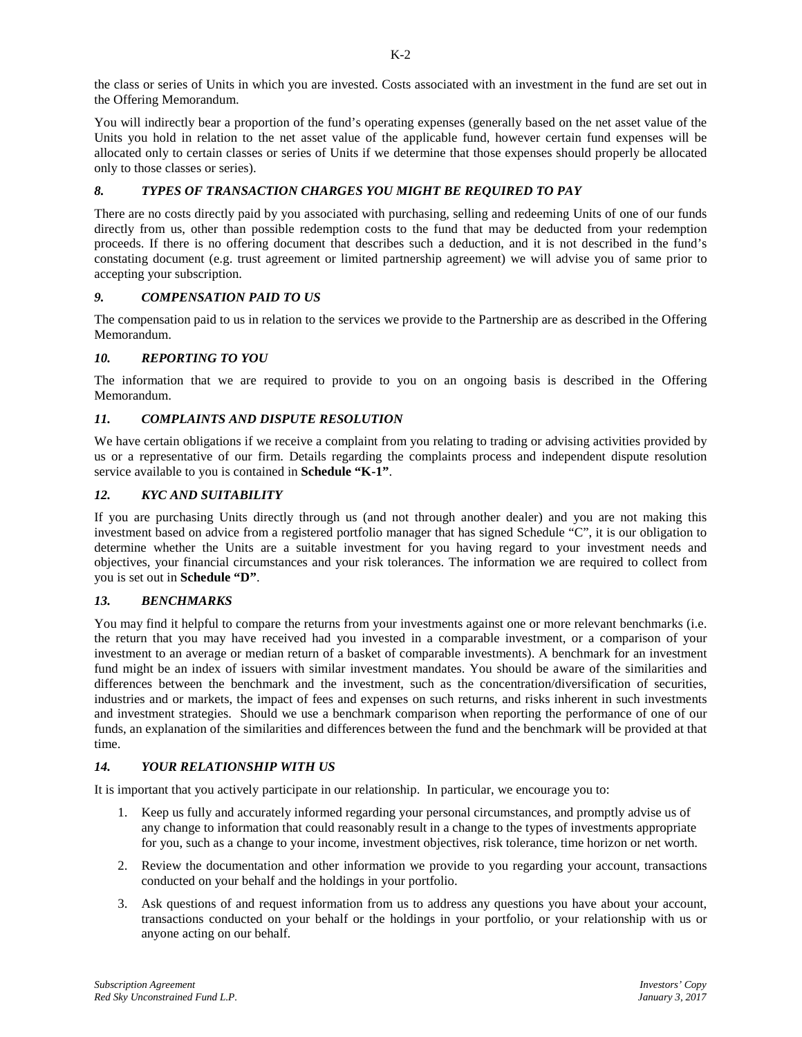the class or series of Units in which you are invested. Costs associated with an investment in the fund are set out in the Offering Memorandum.

You will indirectly bear a proportion of the fund's operating expenses (generally based on the net asset value of the Units you hold in relation to the net asset value of the applicable fund, however certain fund expenses will be allocated only to certain classes or series of Units if we determine that those expenses should properly be allocated only to those classes or series).

### *8. TYPES OF TRANSACTION CHARGES YOU MIGHT BE REQUIRED TO PAY*

There are no costs directly paid by you associated with purchasing, selling and redeeming Units of one of our funds directly from us, other than possible redemption costs to the fund that may be deducted from your redemption proceeds. If there is no offering document that describes such a deduction, and it is not described in the fund's constating document (e.g. trust agreement or limited partnership agreement) we will advise you of same prior to accepting your subscription.

### *9. COMPENSATION PAID TO US*

The compensation paid to us in relation to the services we provide to the Partnership are as described in the Offering Memorandum.

### *10. REPORTING TO YOU*

The information that we are required to provide to you on an ongoing basis is described in the Offering Memorandum.

### *11. COMPLAINTS AND DISPUTE RESOLUTION*

We have certain obligations if we receive a complaint from you relating to trading or advising activities provided by us or a representative of our firm. Details regarding the complaints process and independent dispute resolution service available to you is contained in **Schedule "K-1"**.

### *12. KYC AND SUITABILITY*

If you are purchasing Units directly through us (and not through another dealer) and you are not making this investment based on advice from a registered portfolio manager that has signed Schedule "C", it is our obligation to determine whether the Units are a suitable investment for you having regard to your investment needs and objectives, your financial circumstances and your risk tolerances. The information we are required to collect from you is set out in **Schedule "D"**.

### *13. BENCHMARKS*

You may find it helpful to compare the returns from your investments against one or more relevant benchmarks (i.e. the return that you may have received had you invested in a comparable investment, or a comparison of your investment to an average or median return of a basket of comparable investments). A benchmark for an investment fund might be an index of issuers with similar investment mandates. You should be aware of the similarities and differences between the benchmark and the investment, such as the concentration/diversification of securities, industries and or markets, the impact of fees and expenses on such returns, and risks inherent in such investments and investment strategies. Should we use a benchmark comparison when reporting the performance of one of our funds, an explanation of the similarities and differences between the fund and the benchmark will be provided at that time.

### *14. YOUR RELATIONSHIP WITH US*

It is important that you actively participate in our relationship. In particular, we encourage you to:

1. Keep us fully and accurately informed regarding your personal circumstances, and promptly advise us of any change to information that could reasonably result in a change to the types of investments appropriate for you, such as a change to your income, investment objectives, risk tolerance, time horizon or net worth.
2. Review the documentation and other information we provide to you regarding your account, transactions conducted on your behalf and the holdings in your portfolio.
3. Ask questions of and request information from us to address any questions you have about your account, transactions conducted on your behalf or the holdings in your portfolio, or your relationship with us or anyone acting on our behalf.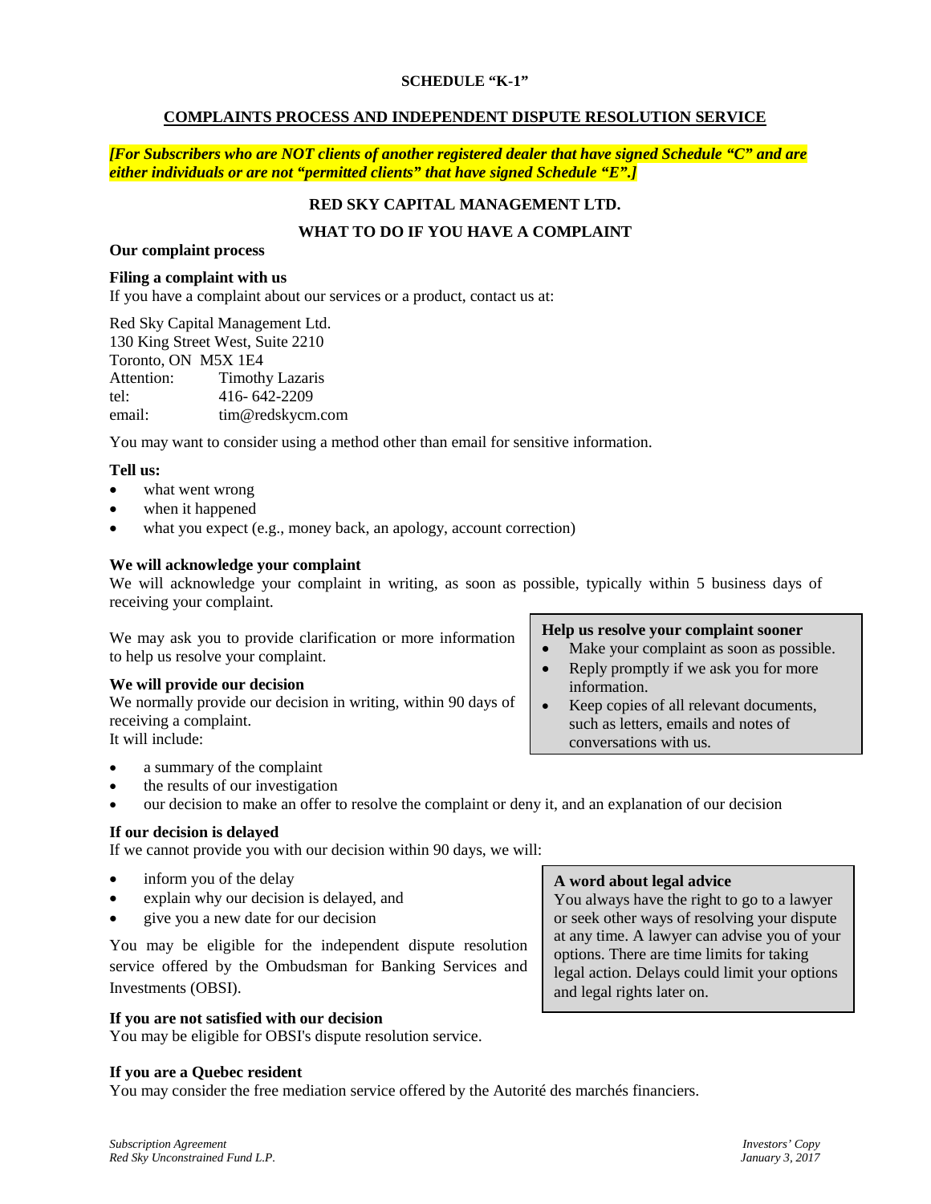**SCHEDULE "K-1"**

**COMPLAINTS PROCESS AND INDEPENDENT DISPUTE RESOLUTION SERVICE**

***[For Subscribers who are NOT clients of another registered dealer that have signed Schedule "C" and are either individuals or are not "permitted clients" that have signed Schedule "E".]***

**RED SKY CAPITAL MANAGEMENT LTD.**

**WHAT TO DO IF YOU HAVE A COMPLAINT**

**Our complaint process**

**Filing a complaint with us**

If you have a complaint about our services or a product, contact us at:

Red Sky Capital Management Ltd.
130 King Street West, Suite 2210
Toronto, ON M5X 1E4
Attention: Timothy Lazaris
tel: 416- 642-2209
email: tim@redskycm.com

You may want to consider using a method other than email for sensitive information.

**Tell us:**

- what went wrong
- when it happened
- what you expect (e.g., money back, an apology, account correction)

**We will acknowledge your complaint**

We will acknowledge your complaint in writing, as soon as possible, typically within 5 business days of receiving your complaint.

We may ask you to provide clarification or more information to help us resolve your complaint.

**We will provide our decision**

We normally provide our decision in writing, within 90 days of receiving a complaint.
It will include:

- a summary of the complaint
- the results of our investigation
- our decision to make an offer to resolve the complaint or deny it, and an explanation of our decision

**Help us resolve your complaint sooner**

- Make your complaint as soon as possible.
- Reply promptly if we ask you for more information.
- Keep copies of all relevant documents, such as letters, emails and notes of conversations with us.

**If our decision is delayed**

If we cannot provide you with our decision within 90 days, we will:

- inform you of the delay
- explain why our decision is delayed, and
- give you a new date for our decision

You may be eligible for the independent dispute resolution service offered by the Ombudsman for Banking Services and Investments (OBSI).

**A word about legal advice**

You always have the right to go to a lawyer or seek other ways of resolving your dispute at any time. A lawyer can advise you of your options. There are time limits for taking legal action. Delays could limit your options and legal rights later on.

**If you are not satisfied with our decision**

You may be eligible for OBSI's dispute resolution service.

**If you are a Quebec resident**

You may consider the free mediation service offered by the Autorité des marchés financiers.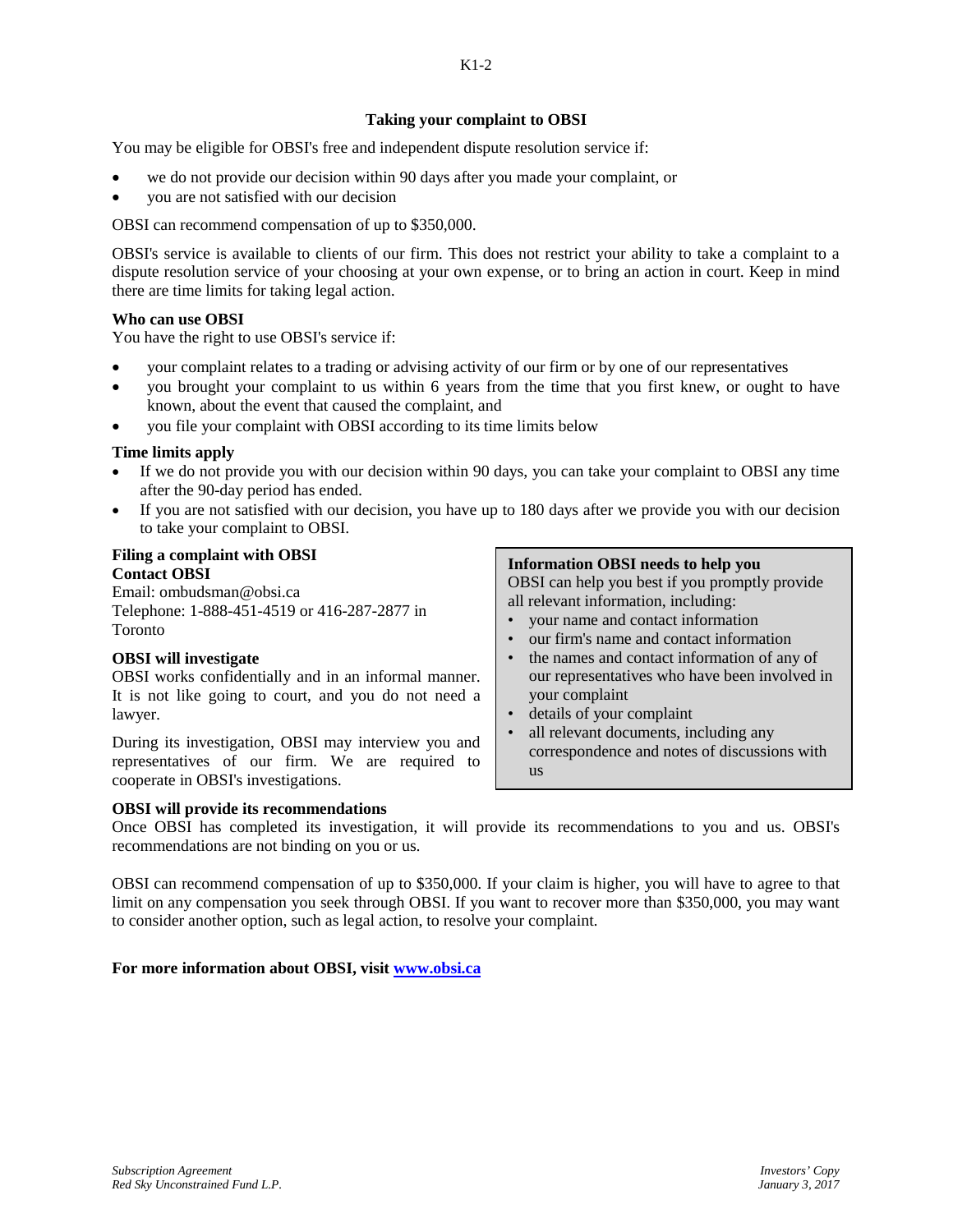## Taking your complaint to OBSI

You may be eligible for OBSI's free and independent dispute resolution service if:

- we do not provide our decision within 90 days after you made your complaint, or
- you are not satisfied with our decision

OBSI can recommend compensation of up to $350,000.

OBSI's service is available to clients of our firm. This does not restrict your ability to take a complaint to a dispute resolution service of your choosing at your own expense, or to bring an action in court. Keep in mind there are time limits for taking legal action.

**Who can use OBSI**
You have the right to use OBSI's service if:

- your complaint relates to a trading or advising activity of our firm or by one of our representatives
- you brought your complaint to us within 6 years from the time that you first knew, or ought to have known, about the event that caused the complaint, and
- you file your complaint with OBSI according to its time limits below

**Time limits apply**

- If we do not provide you with our decision within 90 days, you can take your complaint to OBSI any time after the 90-day period has ended.
- If you are not satisfied with our decision, you have up to 180 days after we provide you with our decision to take your complaint to OBSI.

**Filing a complaint with OBSI**
**Contact OBSI**
Email: ombudsman@obsi.ca
Telephone: 1-888-451-4519 or 416-287-2877 in Toronto

**OBSI will investigate**
OBSI works confidentially and in an informal manner. It is not like going to court, and you do not need a lawyer.

During its investigation, OBSI may interview you and representatives of our firm. We are required to cooperate in OBSI's investigations.

**Information OBSI needs to help you**
OBSI can help you best if you promptly provide all relevant information, including:

- your name and contact information
- our firm's name and contact information
- the names and contact information of any of our representatives who have been involved in your complaint
- details of your complaint
- all relevant documents, including any correspondence and notes of discussions with us

**OBSI will provide its recommendations**
Once OBSI has completed its investigation, it will provide its recommendations to you and us. OBSI's recommendations are not binding on you or us.

OBSI can recommend compensation of up to $350,000. If your claim is higher, you will have to agree to that limit on any compensation you seek through OBSI. If you want to recover more than $350,000, you may want to consider another option, such as legal action, to resolve your complaint.

**For more information about OBSI, visit [www.obsi.ca](http://www.obsi.ca)**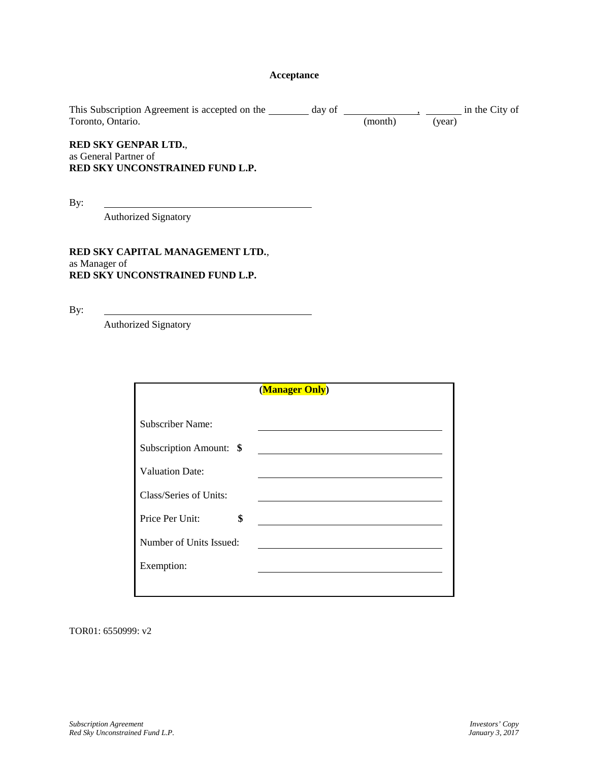## Acceptance

This Subscription Agreement is accepted on the ________ day of ______________, _______ in the City of Toronto, Ontario.
(month) (year)

**RED SKY GENPAR LTD.**,
as General Partner of
**RED SKY UNCONSTRAINED FUND L.P.**

By: ________________________________________
Authorized Signatory

**RED SKY CAPITAL MANAGEMENT LTD.**,
as Manager of
**RED SKY UNCONSTRAINED FUND L.P.**

By: ________________________________________
Authorized Signatory

| (**Manager Only**) | |
|---|---|
| Subscriber Name: | |
| Subscription Amount: $ | |
| Valuation Date: | |
| Class/Series of Units: | |
| Price Per Unit: $ | |
| Number of Units Issued: | |
| Exemption: | |

TOR01: 6550999: v2